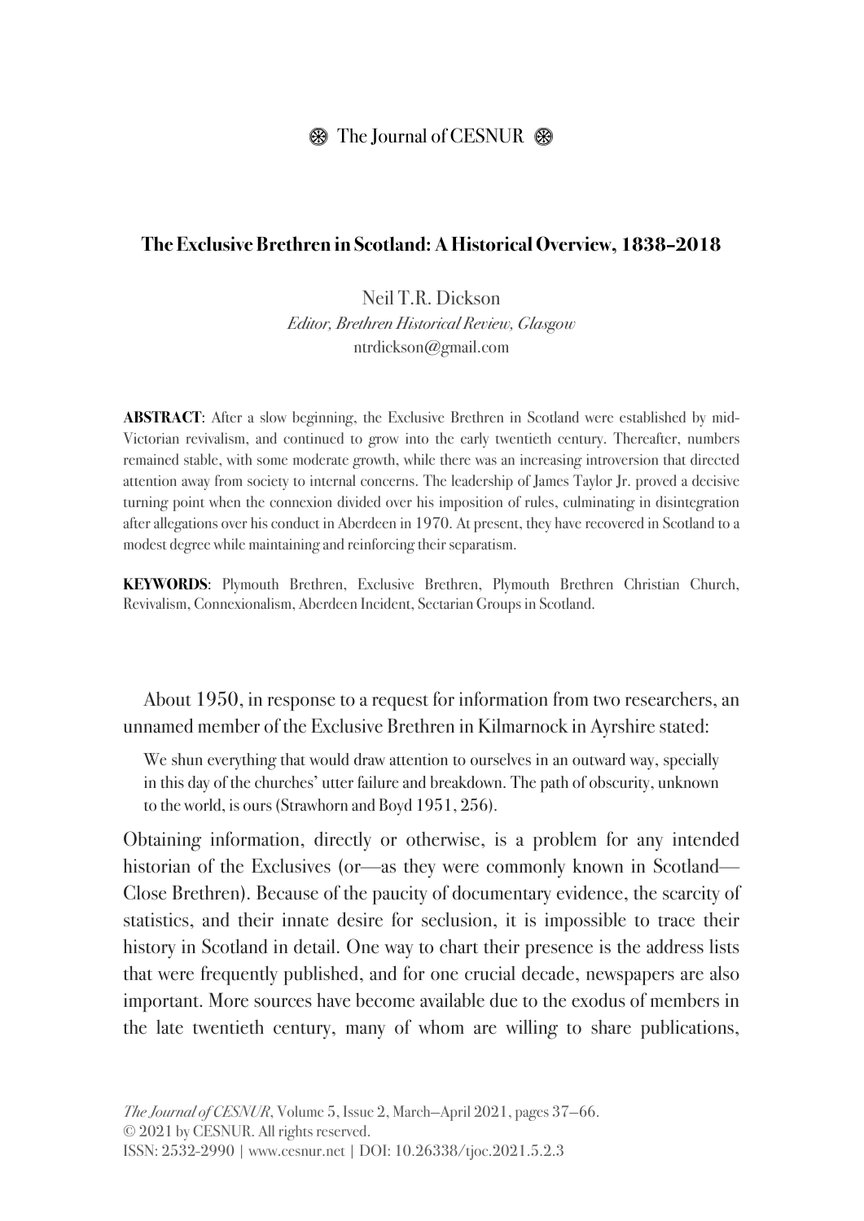# The Exclusive Brethren in Scotland: A Historical Overview, 1838–2018

Neil T.R. Dickson
*Editor, Brethren Historical Review, Glasgow*
ntrdickson@gmail.com

**ABSTRACT**: After a slow beginning, the Exclusive Brethren in Scotland were established by mid-Victorian revivalism, and continued to grow into the early twentieth century. Thereafter, numbers remained stable, with some moderate growth, while there was an increasing introversion that directed attention away from society to internal concerns. The leadership of James Taylor Jr. proved a decisive turning point when the connexion divided over his imposition of rules, culminating in disintegration after allegations over his conduct in Aberdeen in 1970. At present, they have recovered in Scotland to a modest degree while maintaining and reinforcing their separatism.

**KEYWORDS**: Plymouth Brethren, Exclusive Brethren, Plymouth Brethren Christian Church, Revivalism, Connexionalism, Aberdeen Incident, Sectarian Groups in Scotland.

About 1950, in response to a request for information from two researchers, an unnamed member of the Exclusive Brethren in Kilmarnock in Ayrshire stated:

> We shun everything that would draw attention to ourselves in an outward way, specially in this day of the churches' utter failure and breakdown. The path of obscurity, unknown to the world, is ours (Strawhorn and Boyd 1951, 256).

Obtaining information, directly or otherwise, is a problem for any intended historian of the Exclusives (or—as they were commonly known in Scotland—Close Brethren). Because of the paucity of documentary evidence, the scarcity of statistics, and their innate desire for seclusion, it is impossible to trace their history in Scotland in detail. One way to chart their presence is the address lists that were frequently published, and for one crucial decade, newspapers are also important. More sources have become available due to the exodus of members in the late twentieth century, many of whom are willing to share publications,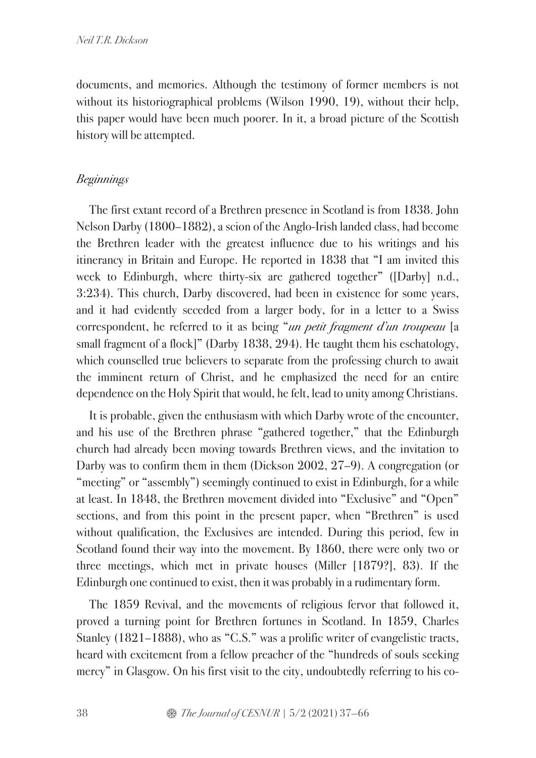documents, and memories. Although the testimony of former members is not without its historiographical problems (Wilson 1990, 19), without their help, this paper would have been much poorer. In it, a broad picture of the Scottish history will be attempted.

## *Beginnings*

The first extant record of a Brethren presence in Scotland is from 1838. John Nelson Darby (1800–1882), a scion of the Anglo-Irish landed class, had become the Brethren leader with the greatest influence due to his writings and his itinerancy in Britain and Europe. He reported in 1838 that "I am invited this week to Edinburgh, where thirty-six are gathered together" ([Darby] n.d., 3:234). This church, Darby discovered, had been in existence for some years, and it had evidently seceded from a larger body, for in a letter to a Swiss correspondent, he referred to it as being "*un petit fragment d'un troupeau* [a small fragment of a flock]" (Darby 1838, 294). He taught them his eschatology, which counselled true believers to separate from the professing church to await the imminent return of Christ, and he emphasized the need for an entire dependence on the Holy Spirit that would, he felt, lead to unity among Christians.

It is probable, given the enthusiasm with which Darby wrote of the encounter, and his use of the Brethren phrase "gathered together," that the Edinburgh church had already been moving towards Brethren views, and the invitation to Darby was to confirm them in them (Dickson 2002, 27–9). A congregation (or "meeting" or "assembly") seemingly continued to exist in Edinburgh, for a while at least. In 1848, the Brethren movement divided into "Exclusive" and "Open" sections, and from this point in the present paper, when "Brethren" is used without qualification, the Exclusives are intended. During this period, few in Scotland found their way into the movement. By 1860, there were only two or three meetings, which met in private houses (Miller [1879?], 83). If the Edinburgh one continued to exist, then it was probably in a rudimentary form.

The 1859 Revival, and the movements of religious fervor that followed it, proved a turning point for Brethren fortunes in Scotland. In 1859, Charles Stanley (1821–1888), who as "C.S." was a prolific writer of evangelistic tracts, heard with excitement from a fellow preacher of the "hundreds of souls seeking mercy" in Glasgow. On his first visit to the city, undoubtedly referring to his co-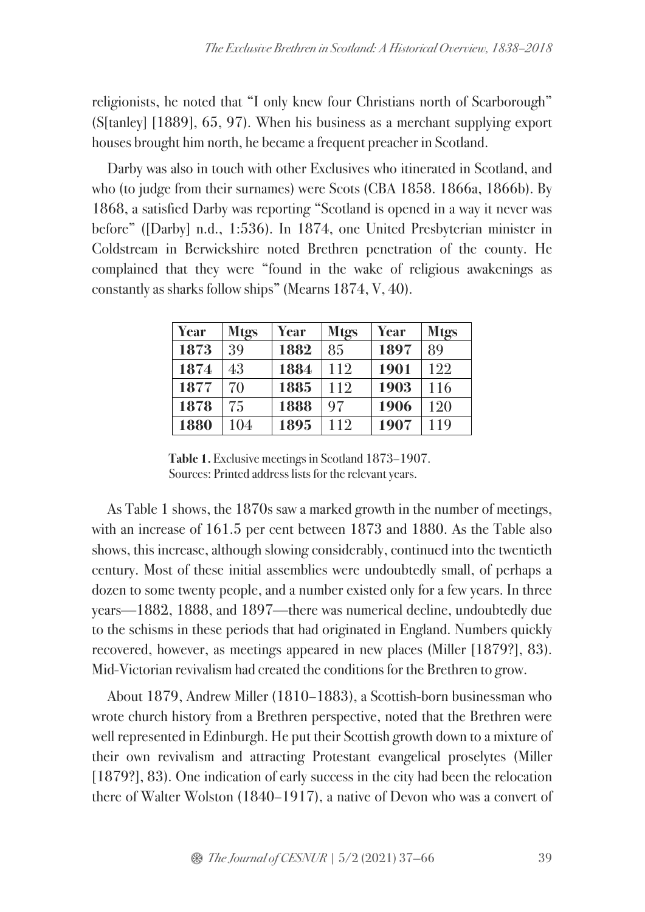religionists, he noted that "I only knew four Christians north of Scarborough" (S[tanley] [1889], 65, 97). When his business as a merchant supplying export houses brought him north, he became a frequent preacher in Scotland.

Darby was also in touch with other Exclusives who itinerated in Scotland, and who (to judge from their surnames) were Scots (CBA 1858. 1866a, 1866b). By 1868, a satisfied Darby was reporting "Scotland is opened in a way it never was before" ([Darby] n.d., 1:536). In 1874, one United Presbyterian minister in Coldstream in Berwickshire noted Brethren penetration of the county. He complained that they were "found in the wake of religious awakenings as constantly as sharks follow ships" (Mearns 1874, V, 40).

| Year | Mtgs | Year | Mtgs | Year | Mtgs |
|---|---|---|---|---|---|
| **1873** | 39 | **1882** | 85 | **1897** | 89 |
| **1874** | 43 | **1884** | 112 | **1901** | 122 |
| **1877** | 70 | **1885** | 112 | **1903** | 116 |
| **1878** | 75 | **1888** | 97 | **1906** | 120 |
| **1880** | 104 | **1895** | 112 | **1907** | 119 |

**Table 1.** Exclusive meetings in Scotland 1873–1907.
Sources: Printed address lists for the relevant years.

As Table 1 shows, the 1870s saw a marked growth in the number of meetings, with an increase of 161.5 per cent between 1873 and 1880. As the Table also shows, this increase, although slowing considerably, continued into the twentieth century. Most of these initial assemblies were undoubtedly small, of perhaps a dozen to some twenty people, and a number existed only for a few years. In three years—1882, 1888, and 1897—there was numerical decline, undoubtedly due to the schisms in these periods that had originated in England. Numbers quickly recovered, however, as meetings appeared in new places (Miller [1879?], 83). Mid-Victorian revivalism had created the conditions for the Brethren to grow.

About 1879, Andrew Miller (1810–1883), a Scottish-born businessman who wrote church history from a Brethren perspective, noted that the Brethren were well represented in Edinburgh. He put their Scottish growth down to a mixture of their own revivalism and attracting Protestant evangelical proselytes (Miller [1879?], 83). One indication of early success in the city had been the relocation there of Walter Wolston (1840–1917), a native of Devon who was a convert of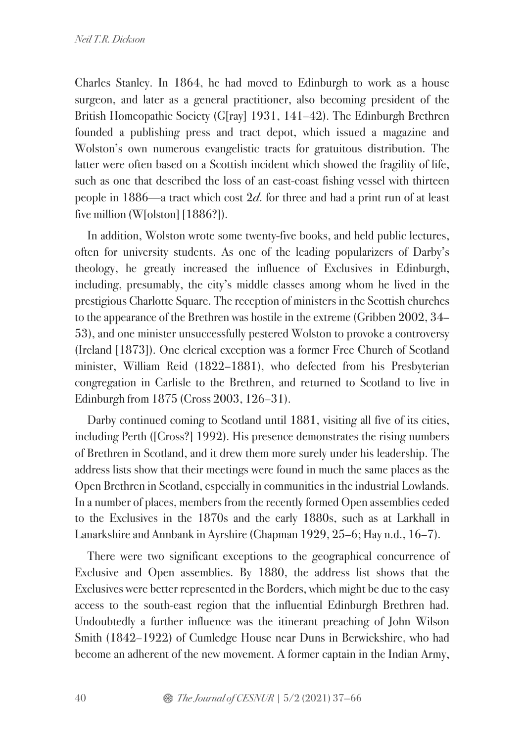Charles Stanley. In 1864, he had moved to Edinburgh to work as a house surgeon, and later as a general practitioner, also becoming president of the British Homeopathic Society (G[ray] 1931, 141–42). The Edinburgh Brethren founded a publishing press and tract depot, which issued a magazine and Wolston's own numerous evangelistic tracts for gratuitous distribution. The latter were often based on a Scottish incident which showed the fragility of life, such as one that described the loss of an east-coast fishing vessel with thirteen people in 1886—a tract which cost 2*d.* for three and had a print run of at least five million (W[olston] [1886?]).

In addition, Wolston wrote some twenty-five books, and held public lectures, often for university students. As one of the leading popularizers of Darby's theology, he greatly increased the influence of Exclusives in Edinburgh, including, presumably, the city's middle classes among whom he lived in the prestigious Charlotte Square. The reception of ministers in the Scottish churches to the appearance of the Brethren was hostile in the extreme (Gribben 2002, 34–53), and one minister unsuccessfully pestered Wolston to provoke a controversy (Ireland [1873]). One clerical exception was a former Free Church of Scotland minister, William Reid (1822–1881), who defected from his Presbyterian congregation in Carlisle to the Brethren, and returned to Scotland to live in Edinburgh from 1875 (Cross 2003, 126–31).

Darby continued coming to Scotland until 1881, visiting all five of its cities, including Perth ([Cross?] 1992). His presence demonstrates the rising numbers of Brethren in Scotland, and it drew them more surely under his leadership. The address lists show that their meetings were found in much the same places as the Open Brethren in Scotland, especially in communities in the industrial Lowlands. In a number of places, members from the recently formed Open assemblies ceded to the Exclusives in the 1870s and the early 1880s, such as at Larkhall in Lanarkshire and Annbank in Ayrshire (Chapman 1929, 25–6; Hay n.d., 16–7).

There were two significant exceptions to the geographical concurrence of Exclusive and Open assemblies. By 1880, the address list shows that the Exclusives were better represented in the Borders, which might be due to the easy access to the south-east region that the influential Edinburgh Brethren had. Undoubtedly a further influence was the itinerant preaching of John Wilson Smith (1842–1922) of Cumledge House near Duns in Berwickshire, who had become an adherent of the new movement. A former captain in the Indian Army,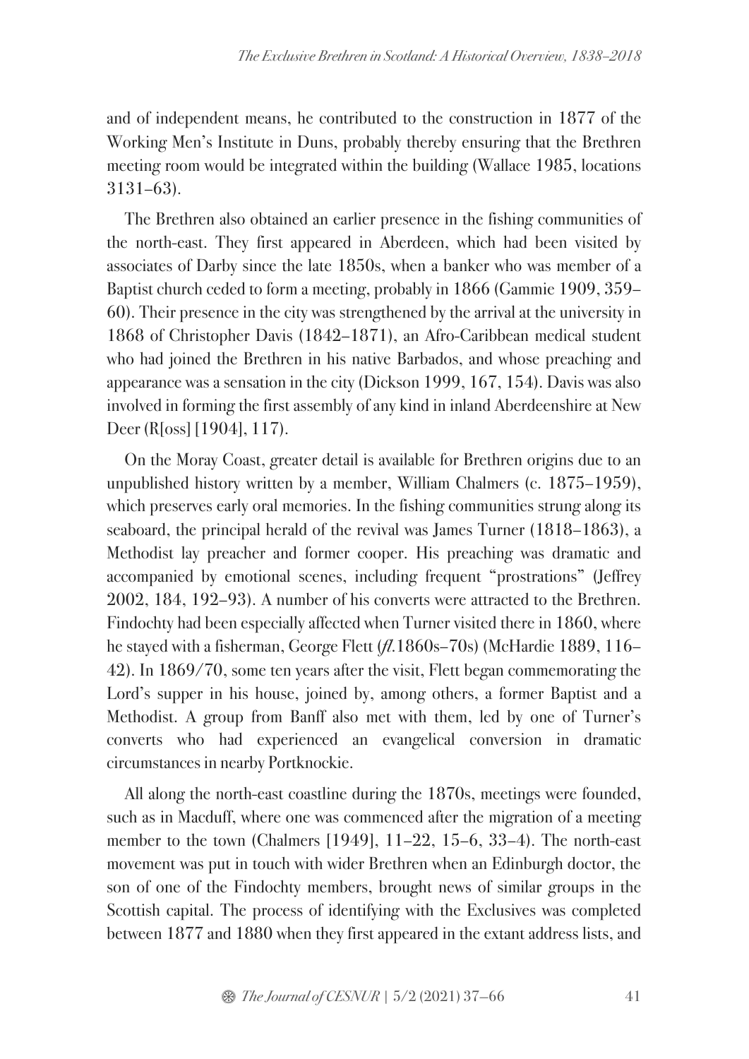and of independent means, he contributed to the construction in 1877 of the Working Men's Institute in Duns, probably thereby ensuring that the Brethren meeting room would be integrated within the building (Wallace 1985, locations 3131–63).

The Brethren also obtained an earlier presence in the fishing communities of the north-east. They first appeared in Aberdeen, which had been visited by associates of Darby since the late 1850s, when a banker who was member of a Baptist church ceded to form a meeting, probably in 1866 (Gammie 1909, 359–60). Their presence in the city was strengthened by the arrival at the university in 1868 of Christopher Davis (1842–1871), an Afro-Caribbean medical student who had joined the Brethren in his native Barbados, and whose preaching and appearance was a sensation in the city (Dickson 1999, 167, 154). Davis was also involved in forming the first assembly of any kind in inland Aberdeenshire at New Deer (R[oss] [1904], 117).

On the Moray Coast, greater detail is available for Brethren origins due to an unpublished history written by a member, William Chalmers (c. 1875–1959), which preserves early oral memories. In the fishing communities strung along its seaboard, the principal herald of the revival was James Turner (1818–1863), a Methodist lay preacher and former cooper. His preaching was dramatic and accompanied by emotional scenes, including frequent "prostrations" (Jeffrey 2002, 184, 192–93). A number of his converts were attracted to the Brethren. Findochty had been especially affected when Turner visited there in 1860, where he stayed with a fisherman, George Flett (*fl.*1860s–70s) (McHardie 1889, 116–42). In 1869/70, some ten years after the visit, Flett began commemorating the Lord's supper in his house, joined by, among others, a former Baptist and a Methodist. A group from Banff also met with them, led by one of Turner's converts who had experienced an evangelical conversion in dramatic circumstances in nearby Portknockie.

All along the north-east coastline during the 1870s, meetings were founded, such as in Macduff, where one was commenced after the migration of a meeting member to the town (Chalmers [1949], 11–22, 15–6, 33–4). The north-east movement was put in touch with wider Brethren when an Edinburgh doctor, the son of one of the Findochty members, brought news of similar groups in the Scottish capital. The process of identifying with the Exclusives was completed between 1877 and 1880 when they first appeared in the extant address lists, and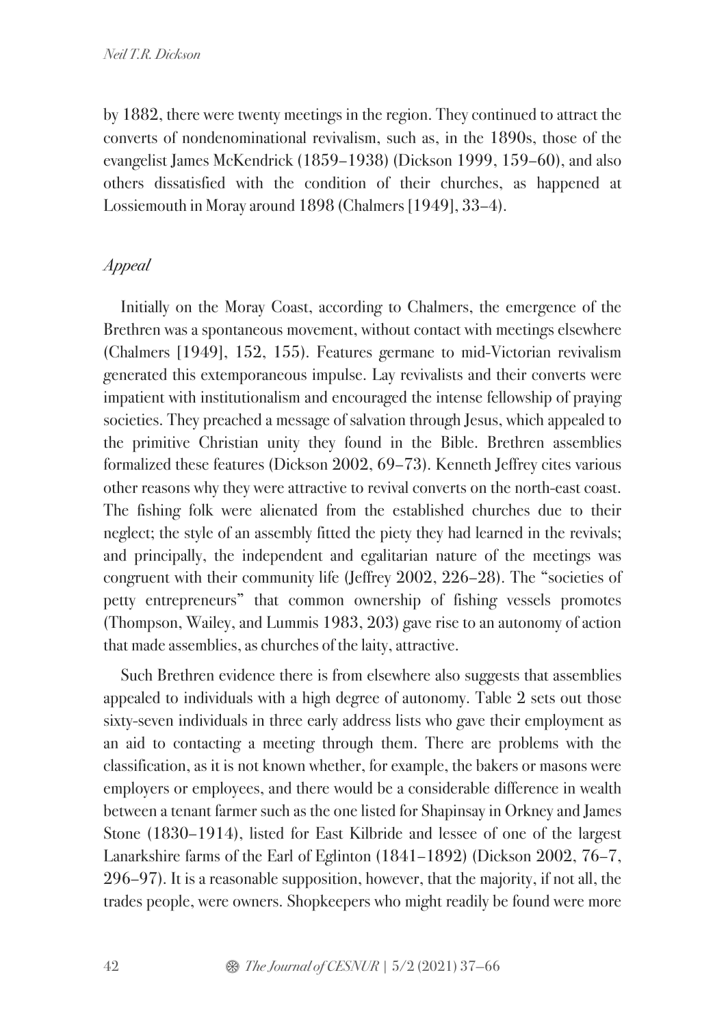by 1882, there were twenty meetings in the region. They continued to attract the converts of nondenominational revivalism, such as, in the 1890s, those of the evangelist James McKendrick (1859–1938) (Dickson 1999, 159–60), and also others dissatisfied with the condition of their churches, as happened at Lossiemouth in Moray around 1898 (Chalmers [1949], 33–4).

### *Appeal*

Initially on the Moray Coast, according to Chalmers, the emergence of the Brethren was a spontaneous movement, without contact with meetings elsewhere (Chalmers [1949], 152, 155). Features germane to mid-Victorian revivalism generated this extemporaneous impulse. Lay revivalists and their converts were impatient with institutionalism and encouraged the intense fellowship of praying societies. They preached a message of salvation through Jesus, which appealed to the primitive Christian unity they found in the Bible. Brethren assemblies formalized these features (Dickson 2002, 69–73). Kenneth Jeffrey cites various other reasons why they were attractive to revival converts on the north-east coast. The fishing folk were alienated from the established churches due to their neglect; the style of an assembly fitted the piety they had learned in the revivals; and principally, the independent and egalitarian nature of the meetings was congruent with their community life (Jeffrey 2002, 226–28). The "societies of petty entrepreneurs" that common ownership of fishing vessels promotes (Thompson, Wailey, and Lummis 1983, 203) gave rise to an autonomy of action that made assemblies, as churches of the laity, attractive.

Such Brethren evidence there is from elsewhere also suggests that assemblies appealed to individuals with a high degree of autonomy. Table 2 sets out those sixty-seven individuals in three early address lists who gave their employment as an aid to contacting a meeting through them. There are problems with the classification, as it is not known whether, for example, the bakers or masons were employers or employees, and there would be a considerable difference in wealth between a tenant farmer such as the one listed for Shapinsay in Orkney and James Stone (1830–1914), listed for East Kilbride and lessee of one of the largest Lanarkshire farms of the Earl of Eglinton (1841–1892) (Dickson 2002, 76–7, 296–97). It is a reasonable supposition, however, that the majority, if not all, the trades people, were owners. Shopkeepers who might readily be found were more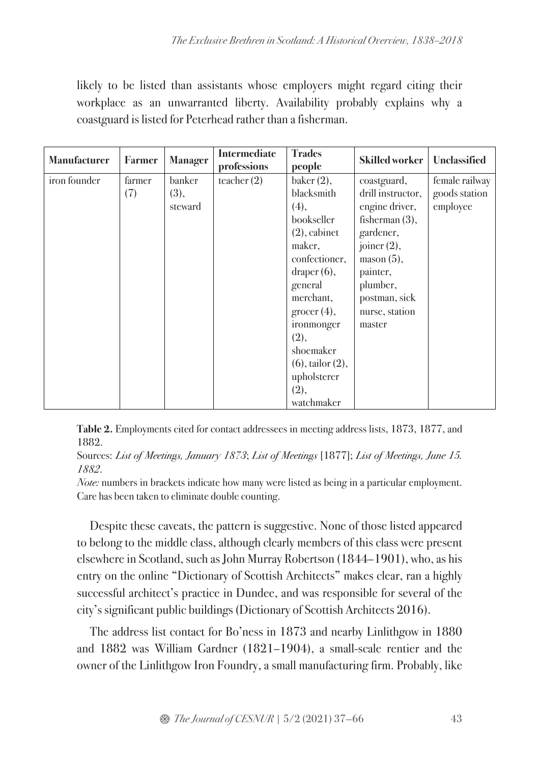likely to be listed than assistants whose employers might regard citing their workplace as an unwarranted liberty. Availability probably explains why a coastguard is listed for Peterhead rather than a fisherman.

| Manufacturer | Farmer | Manager | Intermediate professions | Trades people | Skilled worker | Unclassified |
|---|---|---|---|---|---|---|
| iron founder | farmer (7) | banker (3), steward | teacher (2) | baker (2), blacksmith (4), bookseller (2), cabinet maker, confectioner, draper (6), general merchant, grocer (4), ironmonger (2), shoemaker (6), tailor (2), upholsterer (2), watchmaker | coastguard, drill instructor, engine driver, fisherman (3), gardener, joiner (2), mason (5), painter, plumber, postman, sick nurse, station master | female railway goods station employee |

**Table 2.** Employments cited for contact addressees in meeting address lists, 1873, 1877, and 1882.

Sources: *List of Meetings, January 1873*; *List of Meetings* [1877]; *List of Meetings, June 15. 1882*.

*Note:* numbers in brackets indicate how many were listed as being in a particular employment. Care has been taken to eliminate double counting.

Despite these caveats, the pattern is suggestive. None of those listed appeared to belong to the middle class, although clearly members of this class were present elsewhere in Scotland, such as John Murray Robertson (1844–1901), who, as his entry on the online "Dictionary of Scottish Architects" makes clear, ran a highly successful architect's practice in Dundee, and was responsible for several of the city's significant public buildings (Dictionary of Scottish Architects 2016).

The address list contact for Bo'ness in 1873 and nearby Linlithgow in 1880 and 1882 was William Gardner (1821–1904), a small-scale rentier and the owner of the Linlithgow Iron Foundry, a small manufacturing firm. Probably, like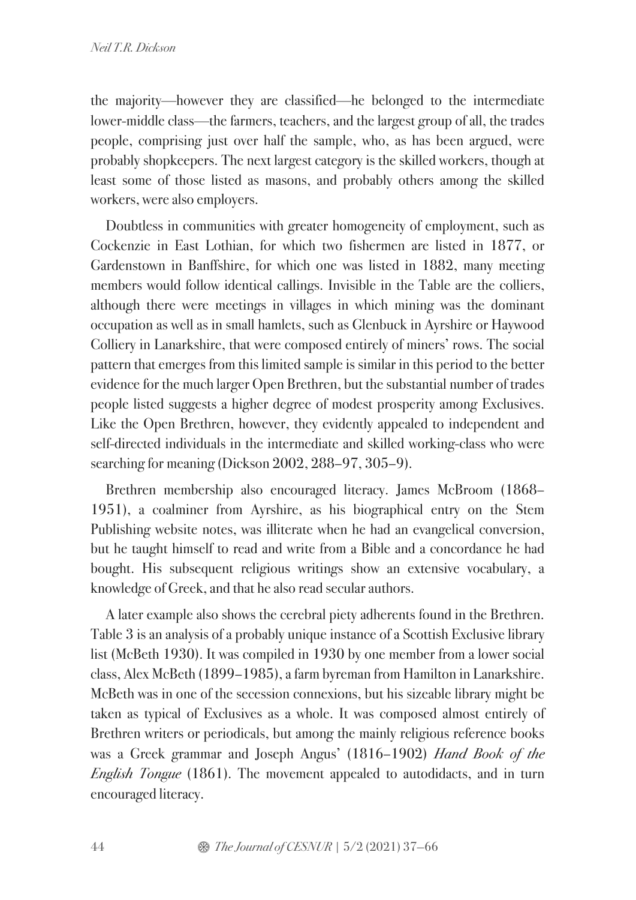the majority—however they are classified—he belonged to the intermediate lower-middle class—the farmers, teachers, and the largest group of all, the trades people, comprising just over half the sample, who, as has been argued, were probably shopkeepers. The next largest category is the skilled workers, though at least some of those listed as masons, and probably others among the skilled workers, were also employers.

Doubtless in communities with greater homogeneity of employment, such as Cockenzie in East Lothian, for which two fishermen are listed in 1877, or Gardenstown in Banffshire, for which one was listed in 1882, many meeting members would follow identical callings. Invisible in the Table are the colliers, although there were meetings in villages in which mining was the dominant occupation as well as in small hamlets, such as Glenbuck in Ayrshire or Haywood Colliery in Lanarkshire, that were composed entirely of miners' rows. The social pattern that emerges from this limited sample is similar in this period to the better evidence for the much larger Open Brethren, but the substantial number of trades people listed suggests a higher degree of modest prosperity among Exclusives. Like the Open Brethren, however, they evidently appealed to independent and self-directed individuals in the intermediate and skilled working-class who were searching for meaning (Dickson 2002, 288–97, 305–9).

Brethren membership also encouraged literacy. James McBroom (1868–1951), a coalminer from Ayrshire, as his biographical entry on the Stem Publishing website notes, was illiterate when he had an evangelical conversion, but he taught himself to read and write from a Bible and a concordance he had bought. His subsequent religious writings show an extensive vocabulary, a knowledge of Greek, and that he also read secular authors.

A later example also shows the cerebral piety adherents found in the Brethren. Table 3 is an analysis of a probably unique instance of a Scottish Exclusive library list (McBeth 1930). It was compiled in 1930 by one member from a lower social class, Alex McBeth (1899–1985), a farm byreman from Hamilton in Lanarkshire. McBeth was in one of the secession connexions, but his sizeable library might be taken as typical of Exclusives as a whole. It was composed almost entirely of Brethren writers or periodicals, but among the mainly religious reference books was a Greek grammar and Joseph Angus' (1816–1902) *Hand Book of the English Tongue* (1861). The movement appealed to autodidacts, and in turn encouraged literacy.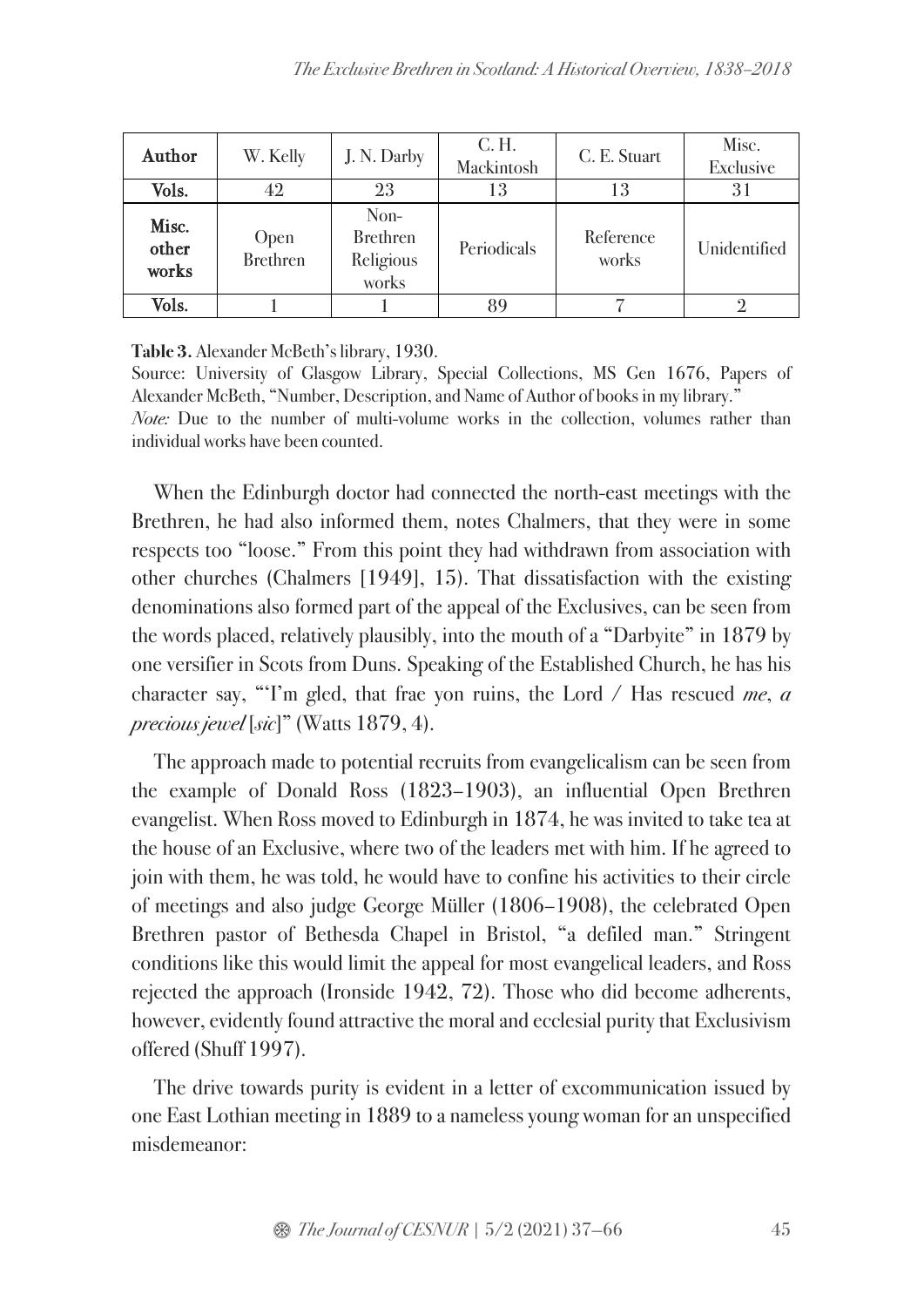| **Author** | W. Kelly | J. N. Darby | C. H. Mackintosh | C. E. Stuart | Misc. Exclusive |
|---|---|---|---|---|---|
| **Vols.** | 42 | 23 | 13 | 13 | 31 |
| **Misc. other works** | Open Brethren | Non-Brethren Religious works | Periodicals | Reference works | Unidentified |
| **Vols.** | 1 | 1 | 89 | 7 | 2 |

**Table 3.** Alexander McBeth's library, 1930.

Source: University of Glasgow Library, Special Collections, MS Gen 1676, Papers of Alexander McBeth, "Number, Description, and Name of Author of books in my library."

*Note:* Due to the number of multi-volume works in the collection, volumes rather than individual works have been counted.

When the Edinburgh doctor had connected the north-east meetings with the Brethren, he had also informed them, notes Chalmers, that they were in some respects too "loose." From this point they had withdrawn from association with other churches (Chalmers [1949], 15). That dissatisfaction with the existing denominations also formed part of the appeal of the Exclusives, can be seen from the words placed, relatively plausibly, into the mouth of a "Darbyite" in 1879 by one versifier in Scots from Duns. Speaking of the Established Church, he has his character say, "'I'm gled, that frae yon ruins, the Lord / Has rescued *me*, *a precious jewel* [*sic*]" (Watts 1879, 4).

The approach made to potential recruits from evangelicalism can be seen from the example of Donald Ross (1823–1903), an influential Open Brethren evangelist. When Ross moved to Edinburgh in 1874, he was invited to take tea at the house of an Exclusive, where two of the leaders met with him. If he agreed to join with them, he was told, he would have to confine his activities to their circle of meetings and also judge George Müller (1806–1908), the celebrated Open Brethren pastor of Bethesda Chapel in Bristol, "a defiled man." Stringent conditions like this would limit the appeal for most evangelical leaders, and Ross rejected the approach (Ironside 1942, 72). Those who did become adherents, however, evidently found attractive the moral and ecclesial purity that Exclusivism offered (Shuff 1997).

The drive towards purity is evident in a letter of excommunication issued by one East Lothian meeting in 1889 to a nameless young woman for an unspecified misdemeanor: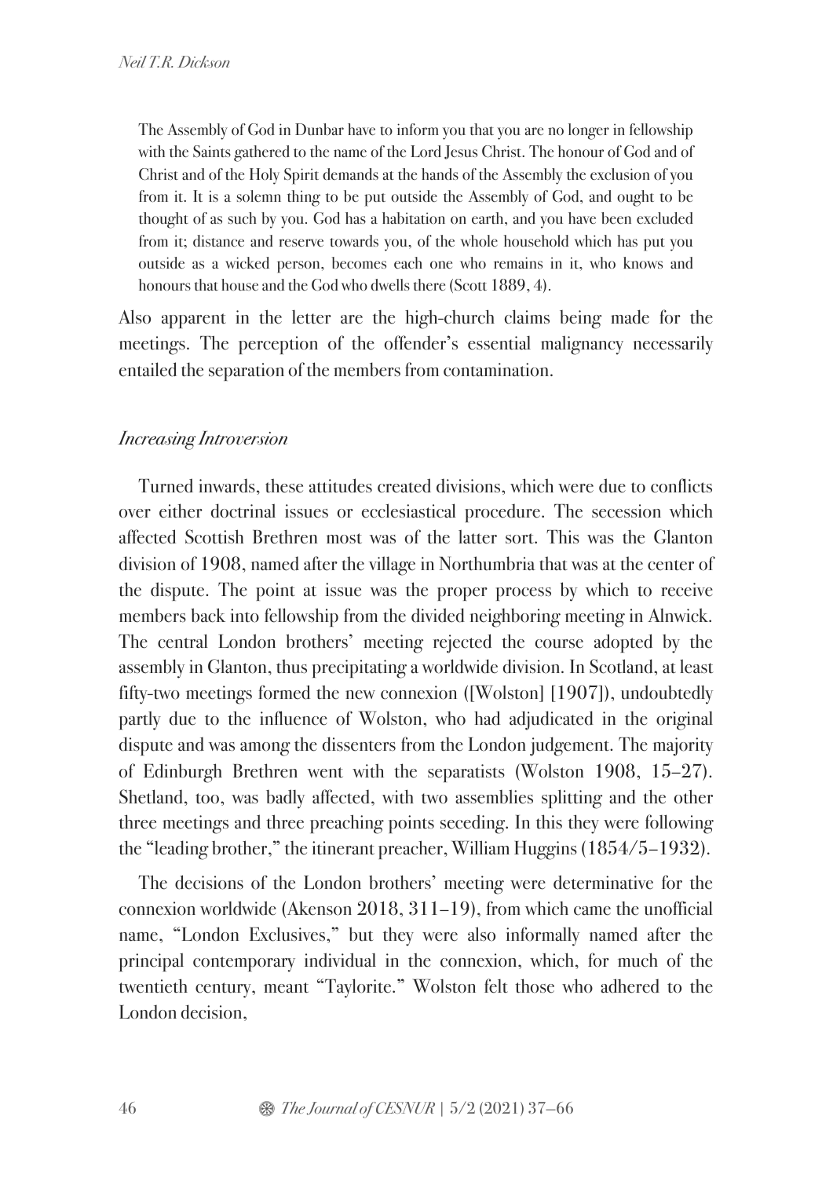> The Assembly of God in Dunbar have to inform you that you are no longer in fellowship with the Saints gathered to the name of the Lord Jesus Christ. The honour of God and of Christ and of the Holy Spirit demands at the hands of the Assembly the exclusion of you from it. It is a solemn thing to be put outside the Assembly of God, and ought to be thought of as such by you. God has a habitation on earth, and you have been excluded from it; distance and reserve towards you, of the whole household which has put you outside as a wicked person, becomes each one who remains in it, who knows and honours that house and the God who dwells there (Scott 1889, 4).

Also apparent in the letter are the high-church claims being made for the meetings. The perception of the offender's essential malignancy necessarily entailed the separation of the members from contamination.

### *Increasing Introversion*

Turned inwards, these attitudes created divisions, which were due to conflicts over either doctrinal issues or ecclesiastical procedure. The secession which affected Scottish Brethren most was of the latter sort. This was the Glanton division of 1908, named after the village in Northumbria that was at the center of the dispute. The point at issue was the proper process by which to receive members back into fellowship from the divided neighboring meeting in Alnwick. The central London brothers' meeting rejected the course adopted by the assembly in Glanton, thus precipitating a worldwide division. In Scotland, at least fifty-two meetings formed the new connexion ([Wolston] [1907]), undoubtedly partly due to the influence of Wolston, who had adjudicated in the original dispute and was among the dissenters from the London judgement. The majority of Edinburgh Brethren went with the separatists (Wolston 1908, 15–27). Shetland, too, was badly affected, with two assemblies splitting and the other three meetings and three preaching points seceding. In this they were following the "leading brother," the itinerant preacher, William Huggins (1854/5–1932).

The decisions of the London brothers' meeting were determinative for the connexion worldwide (Akenson 2018, 311–19), from which came the unofficial name, "London Exclusives," but they were also informally named after the principal contemporary individual in the connexion, which, for much of the twentieth century, meant "Taylorite." Wolston felt those who adhered to the London decision,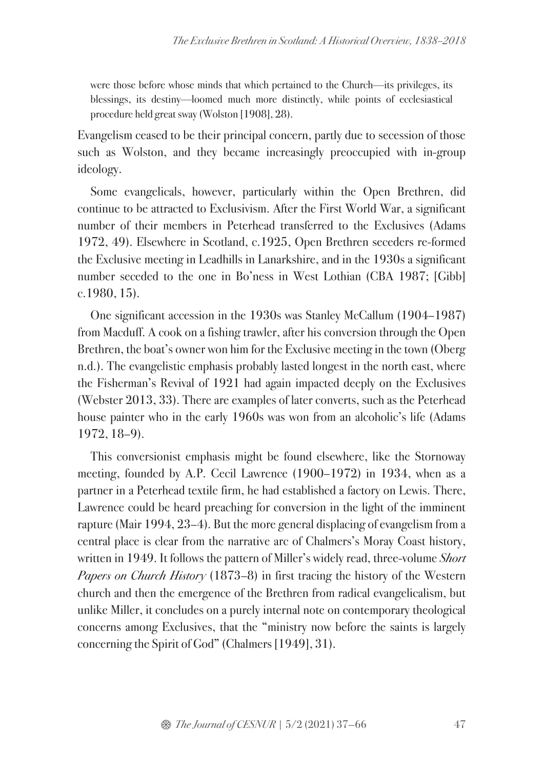> were those before whose minds that which pertained to the Church—its privileges, its blessings, its destiny—loomed much more distinctly, while points of ecclesiastical procedure held great sway (Wolston [1908], 28).

Evangelism ceased to be their principal concern, partly due to secession of those such as Wolston, and they became increasingly preoccupied with in-group ideology.

Some evangelicals, however, particularly within the Open Brethren, did continue to be attracted to Exclusivism. After the First World War, a significant number of their members in Peterhead transferred to the Exclusives (Adams 1972, 49). Elsewhere in Scotland, c.1925, Open Brethren seceders re-formed the Exclusive meeting in Leadhills in Lanarkshire, and in the 1930s a significant number seceded to the one in Bo'ness in West Lothian (CBA 1987; [Gibb] c.1980, 15).

One significant accession in the 1930s was Stanley McCallum (1904–1987) from Macduff. A cook on a fishing trawler, after his conversion through the Open Brethren, the boat's owner won him for the Exclusive meeting in the town (Oberg n.d.). The evangelistic emphasis probably lasted longest in the north east, where the Fisherman's Revival of 1921 had again impacted deeply on the Exclusives (Webster 2013, 33). There are examples of later converts, such as the Peterhead house painter who in the early 1960s was won from an alcoholic's life (Adams 1972, 18–9).

This conversionist emphasis might be found elsewhere, like the Stornoway meeting, founded by A.P. Cecil Lawrence (1900–1972) in 1934, when as a partner in a Peterhead textile firm, he had established a factory on Lewis. There, Lawrence could be heard preaching for conversion in the light of the imminent rapture (Mair 1994, 23–4). But the more general displacing of evangelism from a central place is clear from the narrative arc of Chalmers's Moray Coast history, written in 1949. It follows the pattern of Miller's widely read, three-volume *Short Papers on Church History* (1873–8) in first tracing the history of the Western church and then the emergence of the Brethren from radical evangelicalism, but unlike Miller, it concludes on a purely internal note on contemporary theological concerns among Exclusives, that the "ministry now before the saints is largely concerning the Spirit of God" (Chalmers [1949], 31).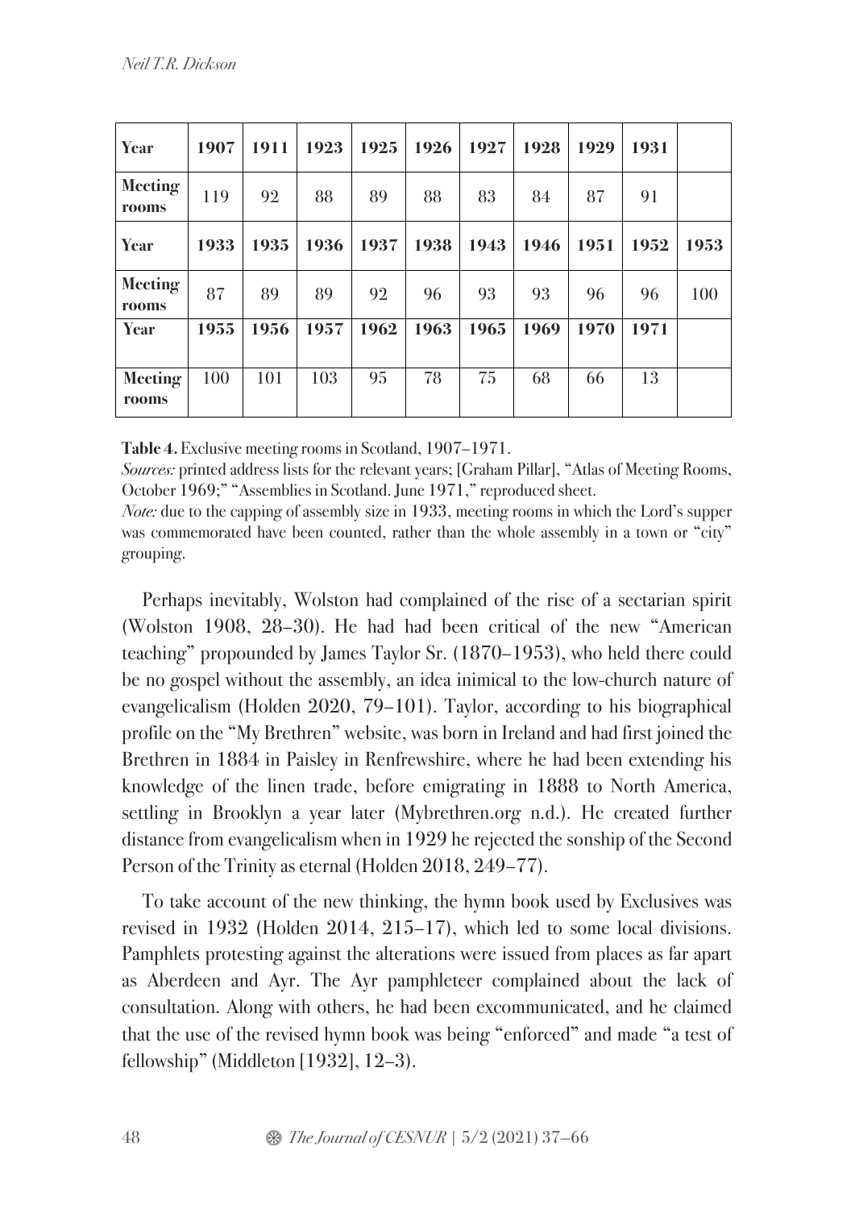| Year | 1907 | 1911 | 1923 | 1925 | 1926 | 1927 | 1928 | 1929 | 1931 | |
|---|---|---|---|---|---|---|---|---|---|---|
| Meeting rooms | 119 | 92 | 88 | 89 | 88 | 83 | 84 | 87 | 91 | |
| **Year** | **1933** | **1935** | **1936** | **1937** | **1938** | **1943** | **1946** | **1951** | **1952** | **1953** |
| **Meeting rooms** | 87 | 89 | 89 | 92 | 96 | 93 | 93 | 96 | 96 | 100 |
| **Year** | **1955** | **1956** | **1957** | **1962** | **1963** | **1965** | **1969** | **1970** | **1971** | |
| **Meeting rooms** | 100 | 101 | 103 | 95 | 78 | 75 | 68 | 66 | 13 | |

**Table 4.** Exclusive meeting rooms in Scotland, 1907–1971.

*Sources:* printed address lists for the relevant years; [Graham Pillar], "Atlas of Meeting Rooms, October 1969;" "Assemblies in Scotland. June 1971," reproduced sheet.

*Note:* due to the capping of assembly size in 1933, meeting rooms in which the Lord's supper was commemorated have been counted, rather than the whole assembly in a town or "city" grouping.

Perhaps inevitably, Wolston had complained of the rise of a sectarian spirit (Wolston 1908, 28–30). He had had been critical of the new "American teaching" propounded by James Taylor Sr. (1870–1953), who held there could be no gospel without the assembly, an idea inimical to the low-church nature of evangelicalism (Holden 2020, 79–101). Taylor, according to his biographical profile on the "My Brethren" website, was born in Ireland and had first joined the Brethren in 1884 in Paisley in Renfrewshire, where he had been extending his knowledge of the linen trade, before emigrating in 1888 to North America, settling in Brooklyn a year later (Mybrethren.org n.d.). He created further distance from evangelicalism when in 1929 he rejected the sonship of the Second Person of the Trinity as eternal (Holden 2018, 249–77).

To take account of the new thinking, the hymn book used by Exclusives was revised in 1932 (Holden 2014, 215–17), which led to some local divisions. Pamphlets protesting against the alterations were issued from places as far apart as Aberdeen and Ayr. The Ayr pamphleteer complained about the lack of consultation. Along with others, he had been excommunicated, and he claimed that the use of the revised hymn book was being "enforced" and made "a test of fellowship" (Middleton [1932], 12–3).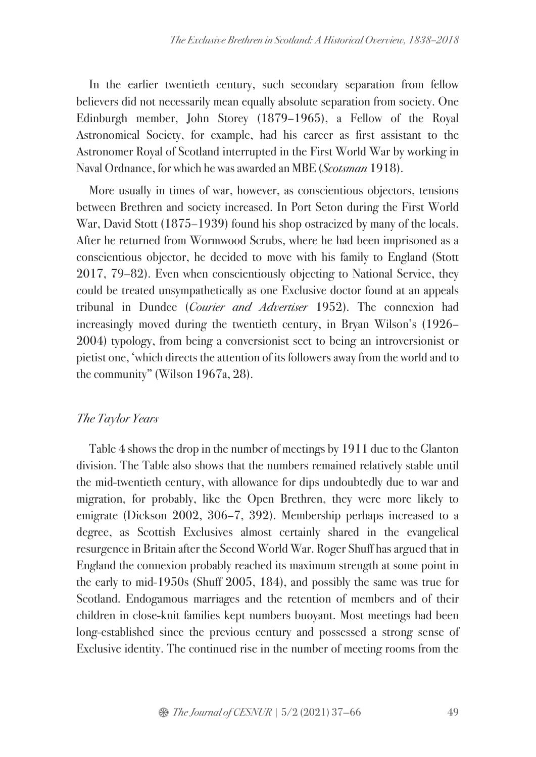In the earlier twentieth century, such secondary separation from fellow believers did not necessarily mean equally absolute separation from society. One Edinburgh member, John Storey (1879–1965), a Fellow of the Royal Astronomical Society, for example, had his career as first assistant to the Astronomer Royal of Scotland interrupted in the First World War by working in Naval Ordnance, for which he was awarded an MBE (*Scotsman* 1918).

More usually in times of war, however, as conscientious objectors, tensions between Brethren and society increased. In Port Seton during the First World War, David Stott (1875–1939) found his shop ostracized by many of the locals. After he returned from Wormwood Scrubs, where he had been imprisoned as a conscientious objector, he decided to move with his family to England (Stott 2017, 79–82). Even when conscientiously objecting to National Service, they could be treated unsympathetically as one Exclusive doctor found at an appeals tribunal in Dundee (*Courier and Advertiser* 1952). The connexion had increasingly moved during the twentieth century, in Bryan Wilson's (1926–2004) typology, from being a conversionist sect to being an introversionist or pietist one, 'which directs the attention of its followers away from the world and to the community" (Wilson 1967a, 28).

### *The Taylor Years*

Table 4 shows the drop in the number of meetings by 1911 due to the Glanton division. The Table also shows that the numbers remained relatively stable until the mid-twentieth century, with allowance for dips undoubtedly due to war and migration, for probably, like the Open Brethren, they were more likely to emigrate (Dickson 2002, 306–7, 392). Membership perhaps increased to a degree, as Scottish Exclusives almost certainly shared in the evangelical resurgence in Britain after the Second World War. Roger Shuff has argued that in England the connexion probably reached its maximum strength at some point in the early to mid-1950s (Shuff 2005, 184), and possibly the same was true for Scotland. Endogamous marriages and the retention of members and of their children in close-knit families kept numbers buoyant. Most meetings had been long-established since the previous century and possessed a strong sense of Exclusive identity. The continued rise in the number of meeting rooms from the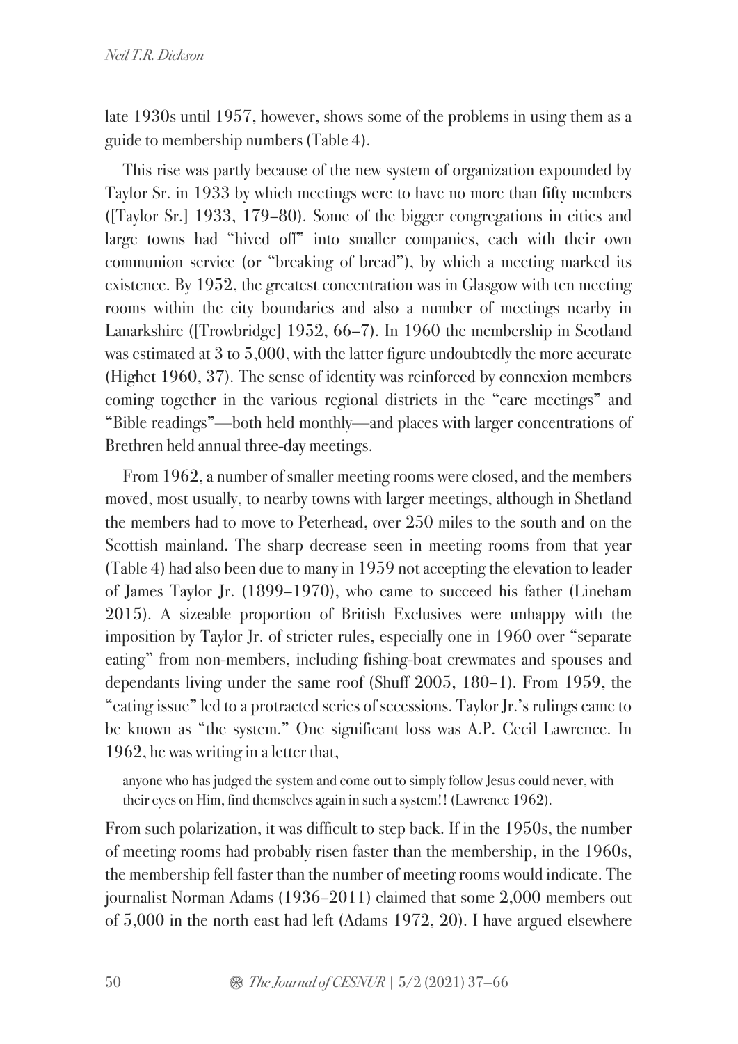late 1930s until 1957, however, shows some of the problems in using them as a guide to membership numbers (Table 4).

This rise was partly because of the new system of organization expounded by Taylor Sr. in 1933 by which meetings were to have no more than fifty members ([Taylor Sr.] 1933, 179–80). Some of the bigger congregations in cities and large towns had "hived off" into smaller companies, each with their own communion service (or "breaking of bread"), by which a meeting marked its existence. By 1952, the greatest concentration was in Glasgow with ten meeting rooms within the city boundaries and also a number of meetings nearby in Lanarkshire ([Trowbridge] 1952, 66–7). In 1960 the membership in Scotland was estimated at 3 to 5,000, with the latter figure undoubtedly the more accurate (Highet 1960, 37). The sense of identity was reinforced by connexion members coming together in the various regional districts in the "care meetings" and "Bible readings"—both held monthly—and places with larger concentrations of Brethren held annual three-day meetings.

From 1962, a number of smaller meeting rooms were closed, and the members moved, most usually, to nearby towns with larger meetings, although in Shetland the members had to move to Peterhead, over 250 miles to the south and on the Scottish mainland. The sharp decrease seen in meeting rooms from that year (Table 4) had also been due to many in 1959 not accepting the elevation to leader of James Taylor Jr. (1899–1970), who came to succeed his father (Lineham 2015). A sizeable proportion of British Exclusives were unhappy with the imposition by Taylor Jr. of stricter rules, especially one in 1960 over "separate eating" from non-members, including fishing-boat crewmates and spouses and dependants living under the same roof (Shuff 2005, 180–1). From 1959, the "eating issue" led to a protracted series of secessions. Taylor Jr.'s rulings came to be known as "the system." One significant loss was A.P. Cecil Lawrence. In 1962, he was writing in a letter that,

> anyone who has judged the system and come out to simply follow Jesus could never, with their eyes on Him, find themselves again in such a system!! (Lawrence 1962).

From such polarization, it was difficult to step back. If in the 1950s, the number of meeting rooms had probably risen faster than the membership, in the 1960s, the membership fell faster than the number of meeting rooms would indicate. The journalist Norman Adams (1936–2011) claimed that some 2,000 members out of 5,000 in the north east had left (Adams 1972, 20). I have argued elsewhere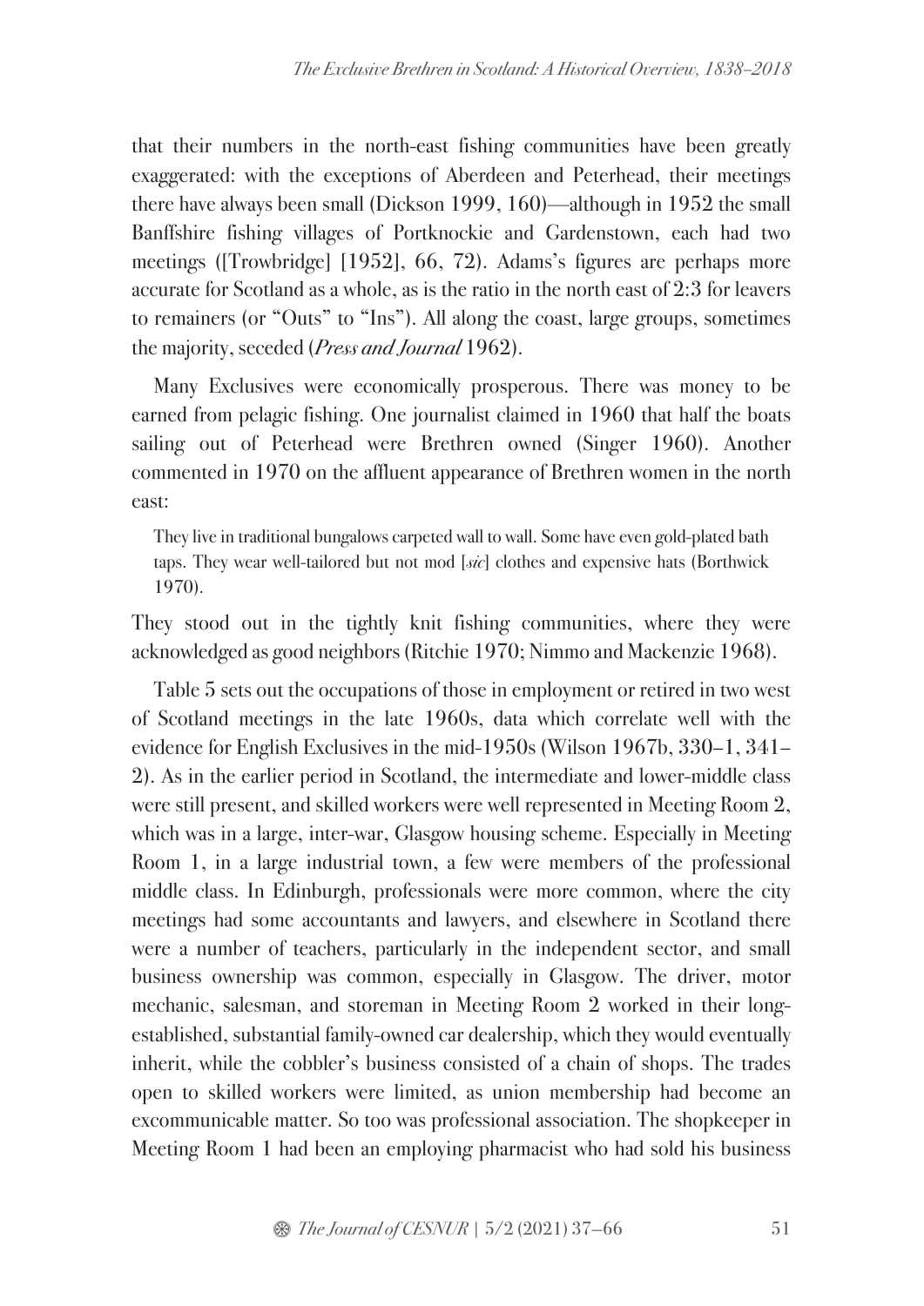that their numbers in the north-east fishing communities have been greatly exaggerated: with the exceptions of Aberdeen and Peterhead, their meetings there have always been small (Dickson 1999, 160)—although in 1952 the small Banffshire fishing villages of Portknockie and Gardenstown, each had two meetings ([Trowbridge] [1952], 66, 72). Adams's figures are perhaps more accurate for Scotland as a whole, as is the ratio in the north east of 2:3 for leavers to remainers (or "Outs" to "Ins"). All along the coast, large groups, sometimes the majority, seceded (*Press and Journal* 1962).

Many Exclusives were economically prosperous. There was money to be earned from pelagic fishing. One journalist claimed in 1960 that half the boats sailing out of Peterhead were Brethren owned (Singer 1960). Another commented in 1970 on the affluent appearance of Brethren women in the north east:

> They live in traditional bungalows carpeted wall to wall. Some have even gold-plated bath taps. They wear well-tailored but not mod [*sic*] clothes and expensive hats (Borthwick 1970).

They stood out in the tightly knit fishing communities, where they were acknowledged as good neighbors (Ritchie 1970; Nimmo and Mackenzie 1968).

Table 5 sets out the occupations of those in employment or retired in two west of Scotland meetings in the late 1960s, data which correlate well with the evidence for English Exclusives in the mid-1950s (Wilson 1967b, 330–1, 341–2). As in the earlier period in Scotland, the intermediate and lower-middle class were still present, and skilled workers were well represented in Meeting Room 2, which was in a large, inter-war, Glasgow housing scheme. Especially in Meeting Room 1, in a large industrial town, a few were members of the professional middle class. In Edinburgh, professionals were more common, where the city meetings had some accountants and lawyers, and elsewhere in Scotland there were a number of teachers, particularly in the independent sector, and small business ownership was common, especially in Glasgow. The driver, motor mechanic, salesman, and storeman in Meeting Room 2 worked in their long-established, substantial family-owned car dealership, which they would eventually inherit, while the cobbler's business consisted of a chain of shops. The trades open to skilled workers were limited, as union membership had become an excommunicable matter. So too was professional association. The shopkeeper in Meeting Room 1 had been an employing pharmacist who had sold his business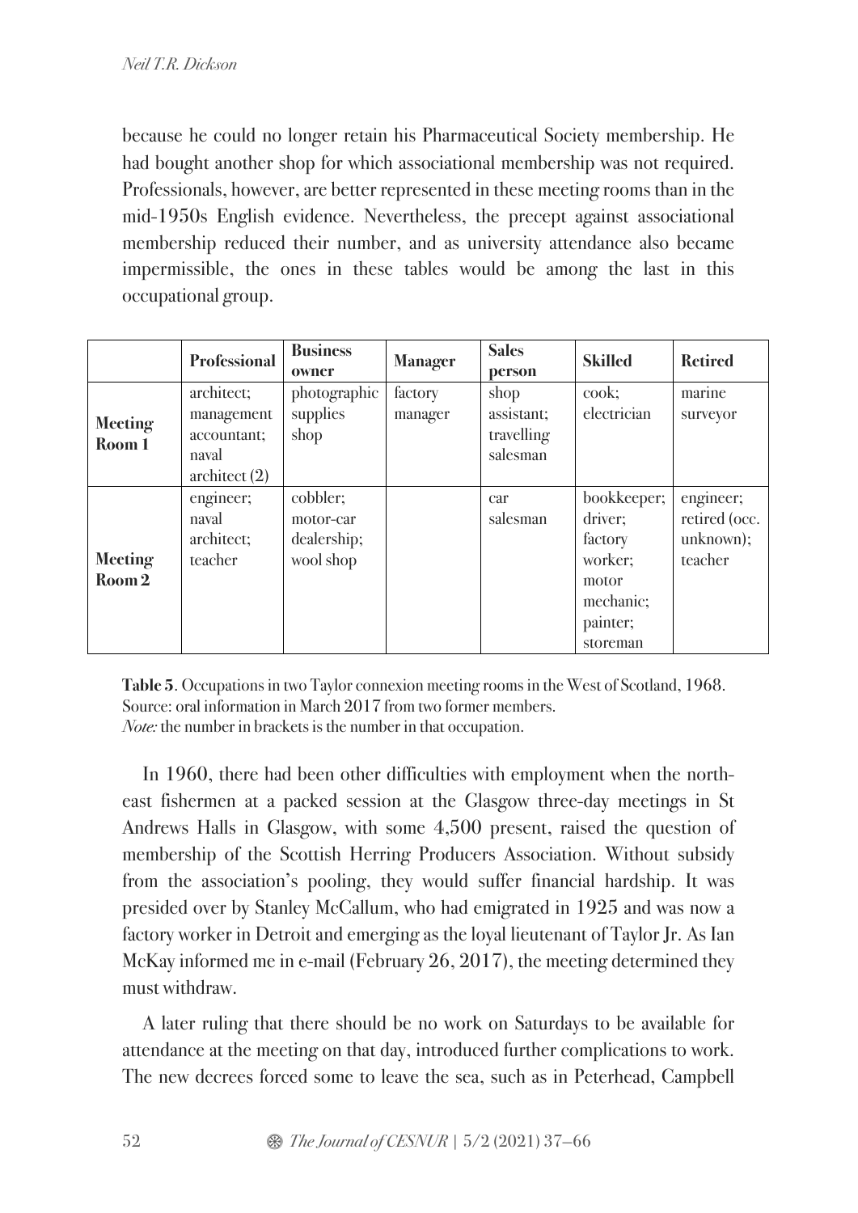because he could no longer retain his Pharmaceutical Society membership. He had bought another shop for which associational membership was not required. Professionals, however, are better represented in these meeting rooms than in the mid-1950s English evidence. Nevertheless, the precept against associational membership reduced their number, and as university attendance also became impermissible, the ones in these tables would be among the last in this occupational group.

| | **Professional** | **Business owner** | **Manager** | **Sales person** | **Skilled** | **Retired** |
|---|---|---|---|---|---|---|
| **Meeting Room 1** | architect; management accountant; naval architect (2) | photographic supplies shop | factory manager | shop assistant; travelling salesman | cook; electrician | marine surveyor |
| **Meeting Room 2** | engineer; naval architect; teacher | cobbler; motor-car dealership; wool shop | | car salesman | bookkeeper; driver; factory worker; motor mechanic; painter; storeman | engineer; retired (occ. unknown); teacher |

**Table 5**. Occupations in two Taylor connexion meeting rooms in the West of Scotland, 1968. Source: oral information in March 2017 from two former members.
*Note:* the number in brackets is the number in that occupation.

In 1960, there had been other difficulties with employment when the north-east fishermen at a packed session at the Glasgow three-day meetings in St Andrews Halls in Glasgow, with some 4,500 present, raised the question of membership of the Scottish Herring Producers Association. Without subsidy from the association's pooling, they would suffer financial hardship. It was presided over by Stanley McCallum, who had emigrated in 1925 and was now a factory worker in Detroit and emerging as the loyal lieutenant of Taylor Jr. As Ian McKay informed me in e-mail (February 26, 2017), the meeting determined they must withdraw.

A later ruling that there should be no work on Saturdays to be available for attendance at the meeting on that day, introduced further complications to work. The new decrees forced some to leave the sea, such as in Peterhead, Campbell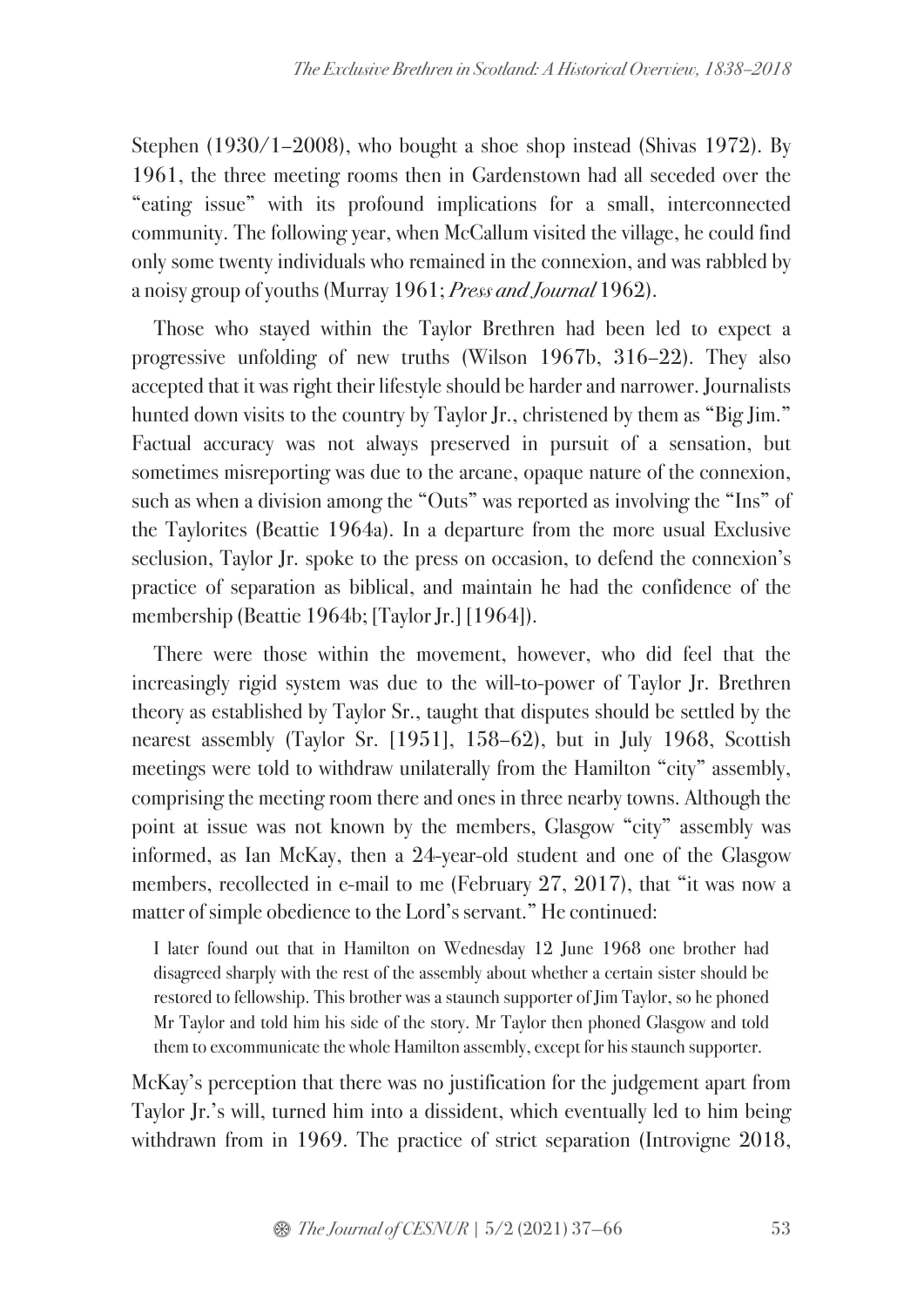Stephen (1930/1–2008), who bought a shoe shop instead (Shivas 1972). By 1961, the three meeting rooms then in Gardenstown had all seceded over the "eating issue" with its profound implications for a small, interconnected community. The following year, when McCallum visited the village, he could find only some twenty individuals who remained in the connexion, and was rabbled by a noisy group of youths (Murray 1961; *Press and Journal* 1962).

Those who stayed within the Taylor Brethren had been led to expect a progressive unfolding of new truths (Wilson 1967b, 316–22). They also accepted that it was right their lifestyle should be harder and narrower. Journalists hunted down visits to the country by Taylor Jr., christened by them as "Big Jim." Factual accuracy was not always preserved in pursuit of a sensation, but sometimes misreporting was due to the arcane, opaque nature of the connexion, such as when a division among the "Outs" was reported as involving the "Ins" of the Taylorites (Beattie 1964a). In a departure from the more usual Exclusive seclusion, Taylor Jr. spoke to the press on occasion, to defend the connexion's practice of separation as biblical, and maintain he had the confidence of the membership (Beattie 1964b; [Taylor Jr.] [1964]).

There were those within the movement, however, who did feel that the increasingly rigid system was due to the will-to-power of Taylor Jr. Brethren theory as established by Taylor Sr., taught that disputes should be settled by the nearest assembly (Taylor Sr. [1951], 158–62), but in July 1968, Scottish meetings were told to withdraw unilaterally from the Hamilton "city" assembly, comprising the meeting room there and ones in three nearby towns. Although the point at issue was not known by the members, Glasgow "city" assembly was informed, as Ian McKay, then a 24-year-old student and one of the Glasgow members, recollected in e-mail to me (February 27, 2017), that "it was now a matter of simple obedience to the Lord's servant." He continued:

> I later found out that in Hamilton on Wednesday 12 June 1968 one brother had disagreed sharply with the rest of the assembly about whether a certain sister should be restored to fellowship. This brother was a staunch supporter of Jim Taylor, so he phoned Mr Taylor and told him his side of the story. Mr Taylor then phoned Glasgow and told them to excommunicate the whole Hamilton assembly, except for his staunch supporter.

McKay's perception that there was no justification for the judgement apart from Taylor Jr.'s will, turned him into a dissident, which eventually led to him being withdrawn from in 1969. The practice of strict separation (Introvigne 2018,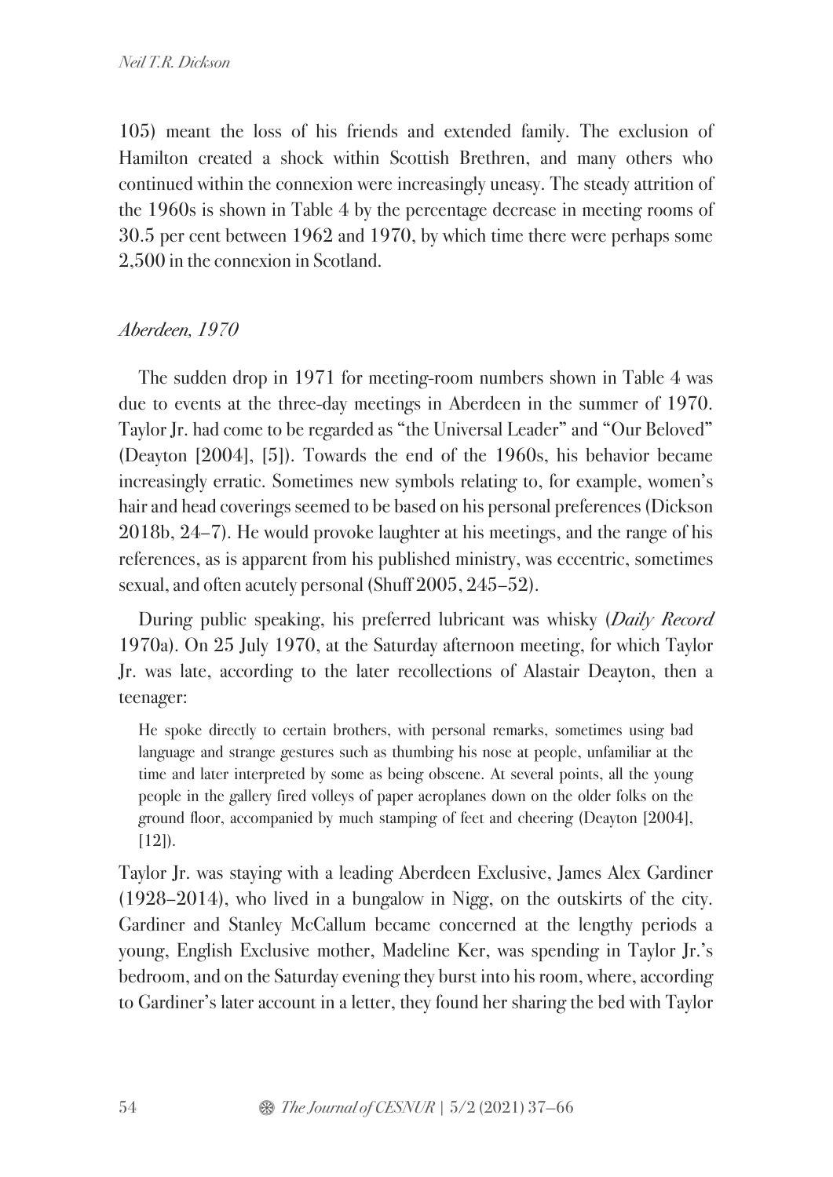105) meant the loss of his friends and extended family. The exclusion of Hamilton created a shock within Scottish Brethren, and many others who continued within the connexion were increasingly uneasy. The steady attrition of the 1960s is shown in Table 4 by the percentage decrease in meeting rooms of 30.5 per cent between 1962 and 1970, by which time there were perhaps some 2,500 in the connexion in Scotland.

### *Aberdeen, 1970*

The sudden drop in 1971 for meeting-room numbers shown in Table 4 was due to events at the three-day meetings in Aberdeen in the summer of 1970. Taylor Jr. had come to be regarded as "the Universal Leader" and "Our Beloved" (Deayton [2004], [5]). Towards the end of the 1960s, his behavior became increasingly erratic. Sometimes new symbols relating to, for example, women's hair and head coverings seemed to be based on his personal preferences (Dickson 2018b, 24–7). He would provoke laughter at his meetings, and the range of his references, as is apparent from his published ministry, was eccentric, sometimes sexual, and often acutely personal (Shuff 2005, 245–52).

During public speaking, his preferred lubricant was whisky (*Daily Record* 1970a). On 25 July 1970, at the Saturday afternoon meeting, for which Taylor Jr. was late, according to the later recollections of Alastair Deayton, then a teenager:

> He spoke directly to certain brothers, with personal remarks, sometimes using bad language and strange gestures such as thumbing his nose at people, unfamiliar at the time and later interpreted by some as being obscene. At several points, all the young people in the gallery fired volleys of paper aeroplanes down on the older folks on the ground floor, accompanied by much stamping of feet and cheering (Deayton [2004], [12]).

Taylor Jr. was staying with a leading Aberdeen Exclusive, James Alex Gardiner (1928–2014), who lived in a bungalow in Nigg, on the outskirts of the city. Gardiner and Stanley McCallum became concerned at the lengthy periods a young, English Exclusive mother, Madeline Ker, was spending in Taylor Jr.'s bedroom, and on the Saturday evening they burst into his room, where, according to Gardiner's later account in a letter, they found her sharing the bed with Taylor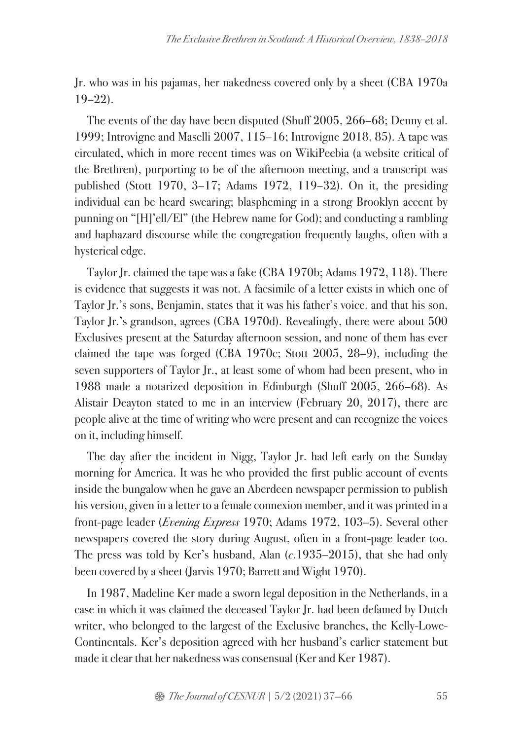Jr. who was in his pajamas, her nakedness covered only by a sheet (CBA 1970a 19–22).

The events of the day have been disputed (Shuff 2005, 266–68; Denny et al. 1999; Introvigne and Maselli 2007, 115–16; Introvigne 2018, 85). A tape was circulated, which in more recent times was on WikiPeebia (a website critical of the Brethren), purporting to be of the afternoon meeting, and a transcript was published (Stott 1970, 3–17; Adams 1972, 119–32). On it, the presiding individual can be heard swearing; blaspheming in a strong Brooklyn accent by punning on "[H]'ell/El" (the Hebrew name for God); and conducting a rambling and haphazard discourse while the congregation frequently laughs, often with a hysterical edge.

Taylor Jr. claimed the tape was a fake (CBA 1970b; Adams 1972, 118). There is evidence that suggests it was not. A facsimile of a letter exists in which one of Taylor Jr.'s sons, Benjamin, states that it was his father's voice, and that his son, Taylor Jr.'s grandson, agrees (CBA 1970d). Revealingly, there were about 500 Exclusives present at the Saturday afternoon session, and none of them has ever claimed the tape was forged (CBA 1970c; Stott 2005, 28–9), including the seven supporters of Taylor Jr., at least some of whom had been present, who in 1988 made a notarized deposition in Edinburgh (Shuff 2005, 266–68). As Alistair Deayton stated to me in an interview (February 20, 2017), there are people alive at the time of writing who were present and can recognize the voices on it, including himself.

The day after the incident in Nigg, Taylor Jr. had left early on the Sunday morning for America. It was he who provided the first public account of events inside the bungalow when he gave an Aberdeen newspaper permission to publish his version, given in a letter to a female connexion member, and it was printed in a front-page leader (*Evening Express* 1970; Adams 1972, 103–5). Several other newspapers covered the story during August, often in a front-page leader too. The press was told by Ker's husband, Alan (*c.*1935–2015), that she had only been covered by a sheet (Jarvis 1970; Barrett and Wight 1970).

In 1987, Madeline Ker made a sworn legal deposition in the Netherlands, in a case in which it was claimed the deceased Taylor Jr. had been defamed by Dutch writer, who belonged to the largest of the Exclusive branches, the Kelly-Lowe-Continentals. Ker's deposition agreed with her husband's earlier statement but made it clear that her nakedness was consensual (Ker and Ker 1987).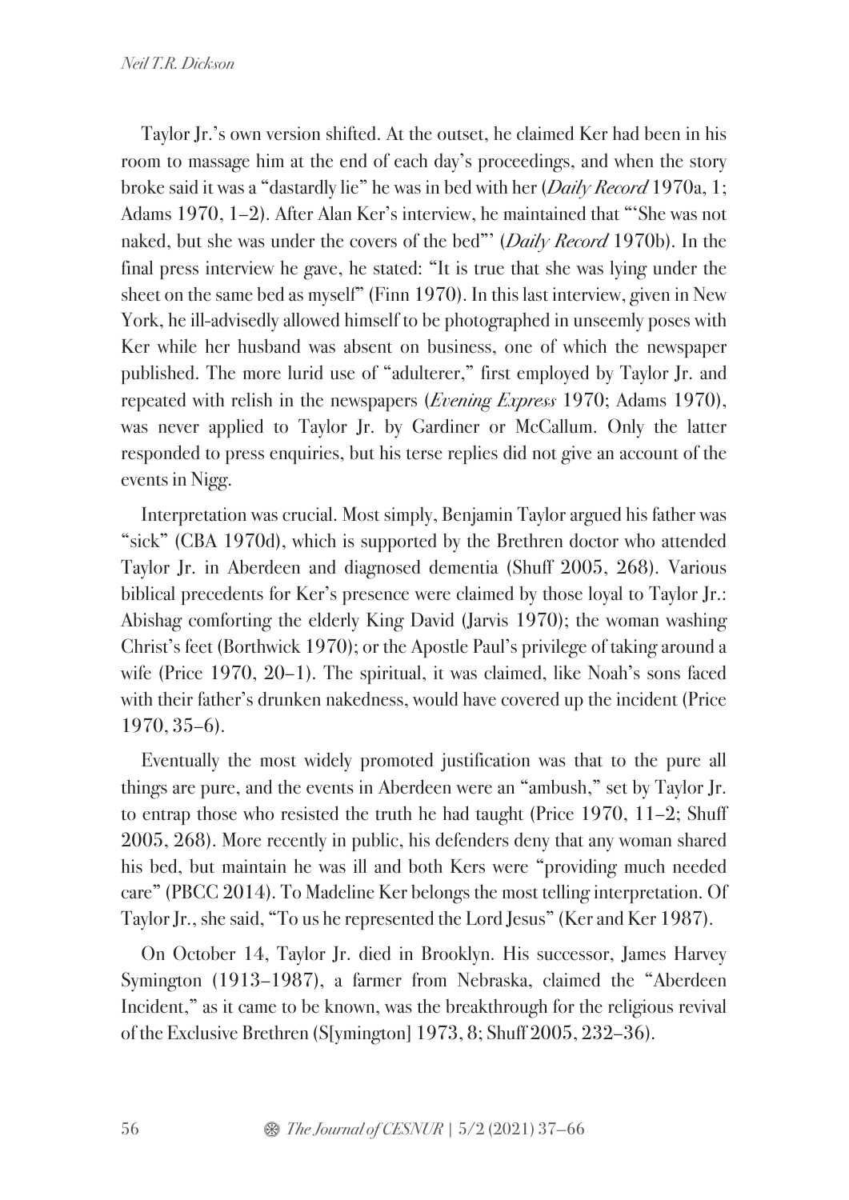Taylor Jr.'s own version shifted. At the outset, he claimed Ker had been in his room to massage him at the end of each day's proceedings, and when the story broke said it was a "dastardly lie" he was in bed with her (*Daily Record* 1970a, 1; Adams 1970, 1–2). After Alan Ker's interview, he maintained that "'She was not naked, but she was under the covers of the bed"' (*Daily Record* 1970b). In the final press interview he gave, he stated: "It is true that she was lying under the sheet on the same bed as myself" (Finn 1970). In this last interview, given in New York, he ill-advisedly allowed himself to be photographed in unseemly poses with Ker while her husband was absent on business, one of which the newspaper published. The more lurid use of "adulterer," first employed by Taylor Jr. and repeated with relish in the newspapers (*Evening Express* 1970; Adams 1970), was never applied to Taylor Jr. by Gardiner or McCallum. Only the latter responded to press enquiries, but his terse replies did not give an account of the events in Nigg.

Interpretation was crucial. Most simply, Benjamin Taylor argued his father was "sick" (CBA 1970d), which is supported by the Brethren doctor who attended Taylor Jr. in Aberdeen and diagnosed dementia (Shuff 2005, 268). Various biblical precedents for Ker's presence were claimed by those loyal to Taylor Jr.: Abishag comforting the elderly King David (Jarvis 1970); the woman washing Christ's feet (Borthwick 1970); or the Apostle Paul's privilege of taking around a wife (Price 1970, 20–1). The spiritual, it was claimed, like Noah's sons faced with their father's drunken nakedness, would have covered up the incident (Price 1970, 35–6).

Eventually the most widely promoted justification was that to the pure all things are pure, and the events in Aberdeen were an "ambush," set by Taylor Jr. to entrap those who resisted the truth he had taught (Price 1970, 11–2; Shuff 2005, 268). More recently in public, his defenders deny that any woman shared his bed, but maintain he was ill and both Kers were "providing much needed care" (PBCC 2014). To Madeline Ker belongs the most telling interpretation. Of Taylor Jr., she said, "To us he represented the Lord Jesus" (Ker and Ker 1987).

On October 14, Taylor Jr. died in Brooklyn. His successor, James Harvey Symington (1913–1987), a farmer from Nebraska, claimed the "Aberdeen Incident," as it came to be known, was the breakthrough for the religious revival of the Exclusive Brethren (S[ymington] 1973, 8; Shuff 2005, 232–36).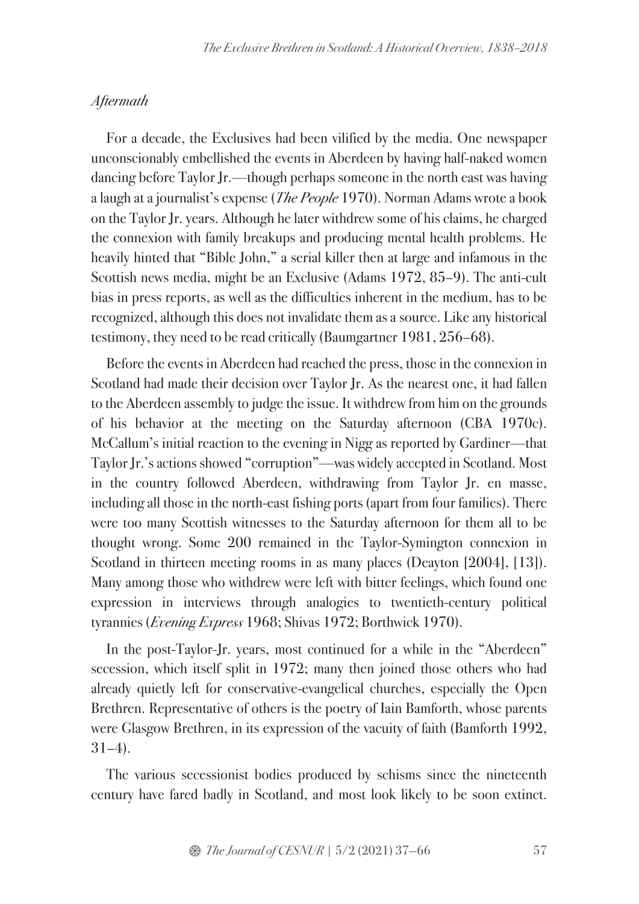### *Aftermath*

For a decade, the Exclusives had been vilified by the media. One newspaper unconscionably embellished the events in Aberdeen by having half-naked women dancing before Taylor Jr.—though perhaps someone in the north east was having a laugh at a journalist's expense (*The People* 1970). Norman Adams wrote a book on the Taylor Jr. years. Although he later withdrew some of his claims, he charged the connexion with family breakups and producing mental health problems. He heavily hinted that "Bible John," a serial killer then at large and infamous in the Scottish news media, might be an Exclusive (Adams 1972, 85–9). The anti-cult bias in press reports, as well as the difficulties inherent in the medium, has to be recognized, although this does not invalidate them as a source. Like any historical testimony, they need to be read critically (Baumgartner 1981, 256–68).

Before the events in Aberdeen had reached the press, those in the connexion in Scotland had made their decision over Taylor Jr. As the nearest one, it had fallen to the Aberdeen assembly to judge the issue. It withdrew from him on the grounds of his behavior at the meeting on the Saturday afternoon (CBA 1970c). McCallum's initial reaction to the evening in Nigg as reported by Gardiner—that Taylor Jr.'s actions showed "corruption"—was widely accepted in Scotland. Most in the country followed Aberdeen, withdrawing from Taylor Jr. en masse, including all those in the north-east fishing ports (apart from four families). There were too many Scottish witnesses to the Saturday afternoon for them all to be thought wrong. Some 200 remained in the Taylor-Symington connexion in Scotland in thirteen meeting rooms in as many places (Deayton [2004], [13]). Many among those who withdrew were left with bitter feelings, which found one expression in interviews through analogies to twentieth-century political tyrannies (*Evening Express* 1968; Shivas 1972; Borthwick 1970).

In the post-Taylor-Jr. years, most continued for a while in the "Aberdeen" secession, which itself split in 1972; many then joined those others who had already quietly left for conservative-evangelical churches, especially the Open Brethren. Representative of others is the poetry of Iain Bamforth, whose parents were Glasgow Brethren, in its expression of the vacuity of faith (Bamforth 1992, 31–4).

The various secessionist bodies produced by schisms since the nineteenth century have fared badly in Scotland, and most look likely to be soon extinct.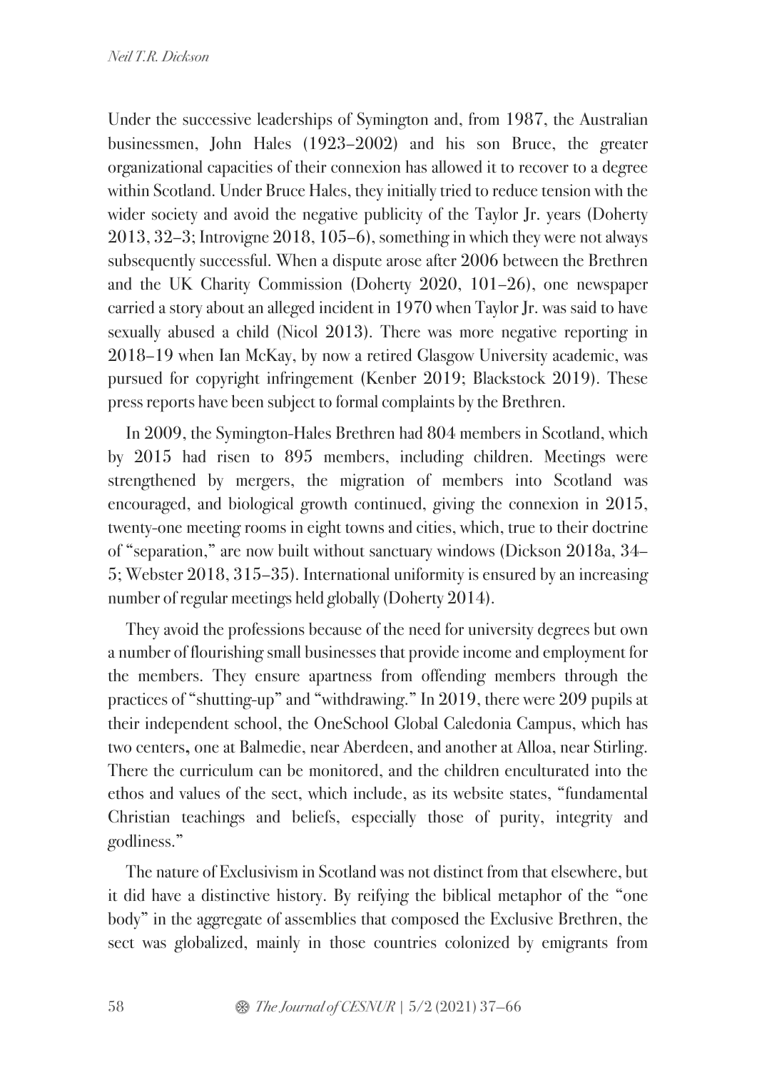Under the successive leaderships of Symington and, from 1987, the Australian businessmen, John Hales (1923–2002) and his son Bruce, the greater organizational capacities of their connexion has allowed it to recover to a degree within Scotland. Under Bruce Hales, they initially tried to reduce tension with the wider society and avoid the negative publicity of the Taylor Jr. years (Doherty 2013, 32–3; Introvigne 2018, 105–6), something in which they were not always subsequently successful. When a dispute arose after 2006 between the Brethren and the UK Charity Commission (Doherty 2020, 101–26), one newspaper carried a story about an alleged incident in 1970 when Taylor Jr. was said to have sexually abused a child (Nicol 2013). There was more negative reporting in 2018–19 when Ian McKay, by now a retired Glasgow University academic, was pursued for copyright infringement (Kenber 2019; Blackstock 2019). These press reports have been subject to formal complaints by the Brethren.

In 2009, the Symington-Hales Brethren had 804 members in Scotland, which by 2015 had risen to 895 members, including children. Meetings were strengthened by mergers, the migration of members into Scotland was encouraged, and biological growth continued, giving the connexion in 2015, twenty-one meeting rooms in eight towns and cities, which, true to their doctrine of "separation," are now built without sanctuary windows (Dickson 2018a, 34–5; Webster 2018, 315–35). International uniformity is ensured by an increasing number of regular meetings held globally (Doherty 2014).

They avoid the professions because of the need for university degrees but own a number of flourishing small businesses that provide income and employment for the members. They ensure apartness from offending members through the practices of "shutting-up" and "withdrawing." In 2019, there were 209 pupils at their independent school, the OneSchool Global Caledonia Campus, which has two centers, one at Balmedie, near Aberdeen, and another at Alloa, near Stirling. There the curriculum can be monitored, and the children enculturated into the ethos and values of the sect, which include, as its website states, "fundamental Christian teachings and beliefs, especially those of purity, integrity and godliness."

The nature of Exclusivism in Scotland was not distinct from that elsewhere, but it did have a distinctive history. By reifying the biblical metaphor of the "one body" in the aggregate of assemblies that composed the Exclusive Brethren, the sect was globalized, mainly in those countries colonized by emigrants from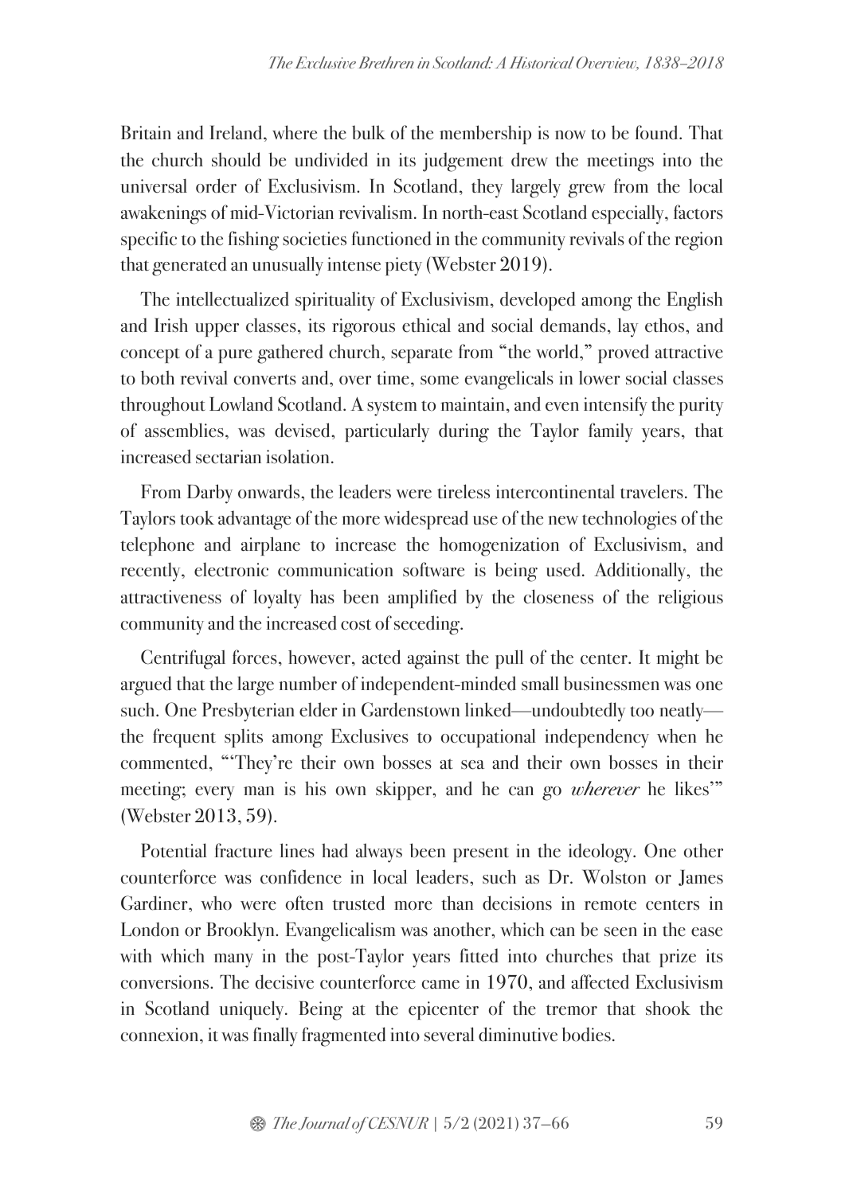Britain and Ireland, where the bulk of the membership is now to be found. That the church should be undivided in its judgement drew the meetings into the universal order of Exclusivism. In Scotland, they largely grew from the local awakenings of mid-Victorian revivalism. In north-east Scotland especially, factors specific to the fishing societies functioned in the community revivals of the region that generated an unusually intense piety (Webster 2019).

The intellectualized spirituality of Exclusivism, developed among the English and Irish upper classes, its rigorous ethical and social demands, lay ethos, and concept of a pure gathered church, separate from "the world," proved attractive to both revival converts and, over time, some evangelicals in lower social classes throughout Lowland Scotland. A system to maintain, and even intensify the purity of assemblies, was devised, particularly during the Taylor family years, that increased sectarian isolation.

From Darby onwards, the leaders were tireless intercontinental travelers. The Taylors took advantage of the more widespread use of the new technologies of the telephone and airplane to increase the homogenization of Exclusivism, and recently, electronic communication software is being used. Additionally, the attractiveness of loyalty has been amplified by the closeness of the religious community and the increased cost of seceding.

Centrifugal forces, however, acted against the pull of the center. It might be argued that the large number of independent-minded small businessmen was one such. One Presbyterian elder in Gardenstown linked—undoubtedly too neatly—the frequent splits among Exclusives to occupational independency when he commented, "'They're their own bosses at sea and their own bosses in their meeting; every man is his own skipper, and he can go *wherever* he likes'" (Webster 2013, 59).

Potential fracture lines had always been present in the ideology. One other counterforce was confidence in local leaders, such as Dr. Wolston or James Gardiner, who were often trusted more than decisions in remote centers in London or Brooklyn. Evangelicalism was another, which can be seen in the ease with which many in the post-Taylor years fitted into churches that prize its conversions. The decisive counterforce came in 1970, and affected Exclusivism in Scotland uniquely. Being at the epicenter of the tremor that shook the connexion, it was finally fragmented into several diminutive bodies.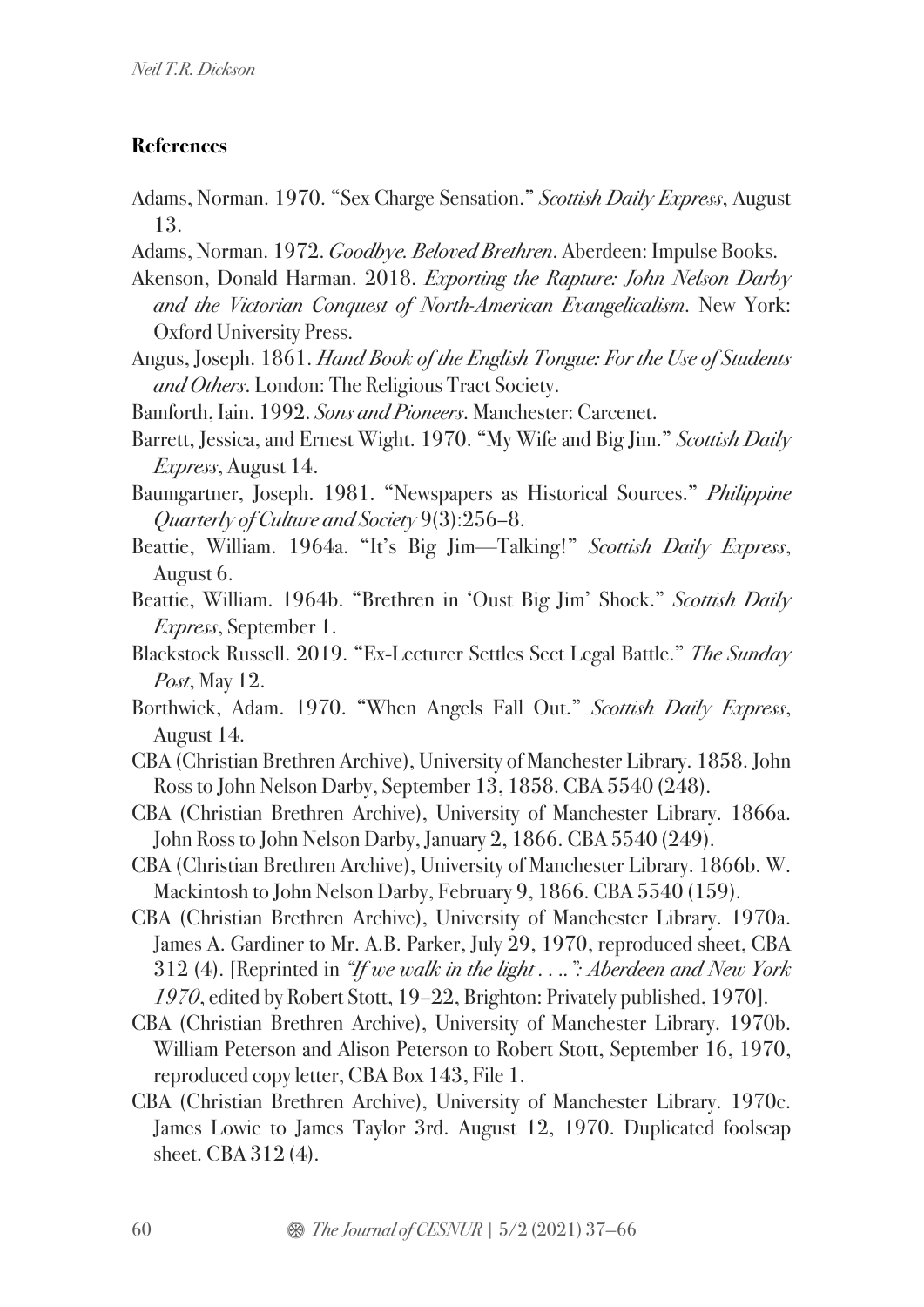## References

Adams, Norman. 1970. "Sex Charge Sensation." *Scottish Daily Express*, August 13.

Adams, Norman. 1972. *Goodbye. Beloved Brethren*. Aberdeen: Impulse Books.

Akenson, Donald Harman. 2018. *Exporting the Rapture: John Nelson Darby and the Victorian Conquest of North-American Evangelicalism*. New York: Oxford University Press.

Angus, Joseph. 1861. *Hand Book of the English Tongue: For the Use of Students and Others*. London: The Religious Tract Society.

Bamforth, Iain. 1992. *Sons and Pioneers*. Manchester: Carcenet.

Barrett, Jessica, and Ernest Wight. 1970. "My Wife and Big Jim." *Scottish Daily Express*, August 14.

Baumgartner, Joseph. 1981. "Newspapers as Historical Sources." *Philippine Quarterly of Culture and Society* 9(3):256–8.

Beattie, William. 1964a. "It's Big Jim—Talking!" *Scottish Daily Express*, August 6.

Beattie, William. 1964b. "Brethren in 'Oust Big Jim' Shock." *Scottish Daily Express*, September 1.

Blackstock Russell. 2019. "Ex-Lecturer Settles Sect Legal Battle." *The Sunday Post*, May 12.

Borthwick, Adam. 1970. "When Angels Fall Out." *Scottish Daily Express*, August 14.

CBA (Christian Brethren Archive), University of Manchester Library. 1858. John Ross to John Nelson Darby, September 13, 1858. CBA 5540 (248).

CBA (Christian Brethren Archive), University of Manchester Library. 1866a. John Ross to John Nelson Darby, January 2, 1866. CBA 5540 (249).

CBA (Christian Brethren Archive), University of Manchester Library. 1866b. W. Mackintosh to John Nelson Darby, February 9, 1866. CBA 5540 (159).

CBA (Christian Brethren Archive), University of Manchester Library. 1970a. James A. Gardiner to Mr. A.B. Parker, July 29, 1970, reproduced sheet, CBA 312 (4). [Reprinted in *"If we walk in the light . . ..": Aberdeen and New York 1970*, edited by Robert Stott, 19–22, Brighton: Privately published, 1970].

CBA (Christian Brethren Archive), University of Manchester Library. 1970b. William Peterson and Alison Peterson to Robert Stott, September 16, 1970, reproduced copy letter, CBA Box 143, File 1.

CBA (Christian Brethren Archive), University of Manchester Library. 1970c. James Lowie to James Taylor 3rd. August 12, 1970. Duplicated foolscap sheet. CBA 312 (4).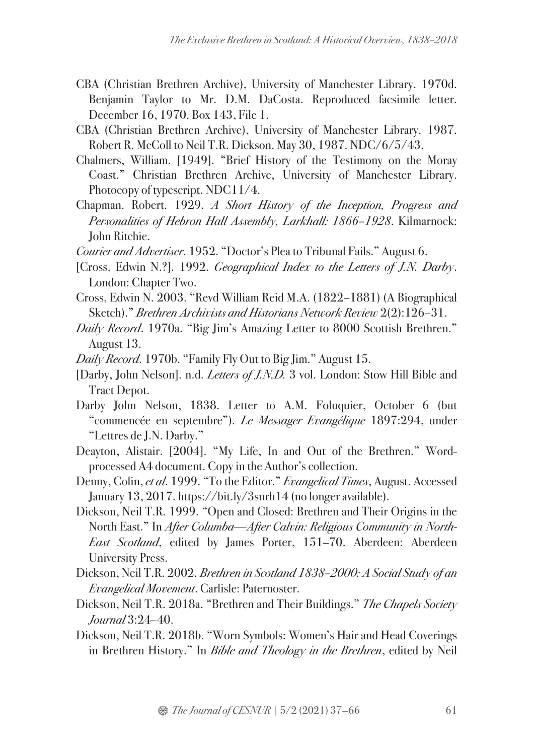CBA (Christian Brethren Archive), University of Manchester Library. 1970d. Benjamin Taylor to Mr. D.M. DaCosta. Reproduced facsimile letter. December 16, 1970. Box 143, File 1.

CBA (Christian Brethren Archive), University of Manchester Library. 1987. Robert R. McColl to Neil T.R. Dickson. May 30, 1987. NDC/6/5/43.

Chalmers, William. [1949]. "Brief History of the Testimony on the Moray Coast." Christian Brethren Archive, University of Manchester Library. Photocopy of typescript. NDC11/4.

Chapman. Robert. 1929. *A Short History of the Inception, Progress and Personalities of Hebron Hall Assembly, Larkhall: 1866–1928*. Kilmarnock: John Ritchie.

*Courier and Advertiser*. 1952. "Doctor's Plea to Tribunal Fails." August 6.

[Cross, Edwin N.?]. 1992. *Geographical Index to the Letters of J.N. Darby*. London: Chapter Two.

Cross, Edwin N. 2003. "Revd William Reid M.A. (1822–1881) (A Biographical Sketch)." *Brethren Archivists and Historians Network Review* 2(2):126–31.

*Daily Record*. 1970a. "Big Jim's Amazing Letter to 8000 Scottish Brethren." August 13.

*Daily Record*. 1970b. "Family Fly Out to Big Jim." August 15.

[Darby, John Nelson]. n.d. *Letters of J.N.D.* 3 vol. London: Stow Hill Bible and Tract Depot.

Darby John Nelson, 1838. Letter to A.M. Foluquier, October 6 (but "commencée en septembre"). *Le Messager Evangélique* 1897:294, under "Lettres de J.N. Darby."

Deayton, Alistair. [2004]. "My Life, In and Out of the Brethren." Word-processed A4 document. Copy in the Author's collection.

Denny, Colin, *et al*. 1999. "To the Editor." *Evangelical Times*, August. Accessed January 13, 2017. https://bit.ly/3snrh14 (no longer available).

Dickson, Neil T.R. 1999. "Open and Closed: Brethren and Their Origins in the North East." In *After Columba—After Calvin: Religious Community in North-East Scotland*, edited by James Porter, 151–70. Aberdeen: Aberdeen University Press.

Dickson, Neil T.R. 2002. *Brethren in Scotland 1838–2000: A Social Study of an Evangelical Movement*. Carlisle: Paternoster.

Dickson, Neil T.R. 2018a. "Brethren and Their Buildings." *The Chapels Society Journal* 3:24–40.

Dickson, Neil T.R. 2018b. "Worn Symbols: Women's Hair and Head Coverings in Brethren History." In *Bible and Theology in the Brethren*, edited by Neil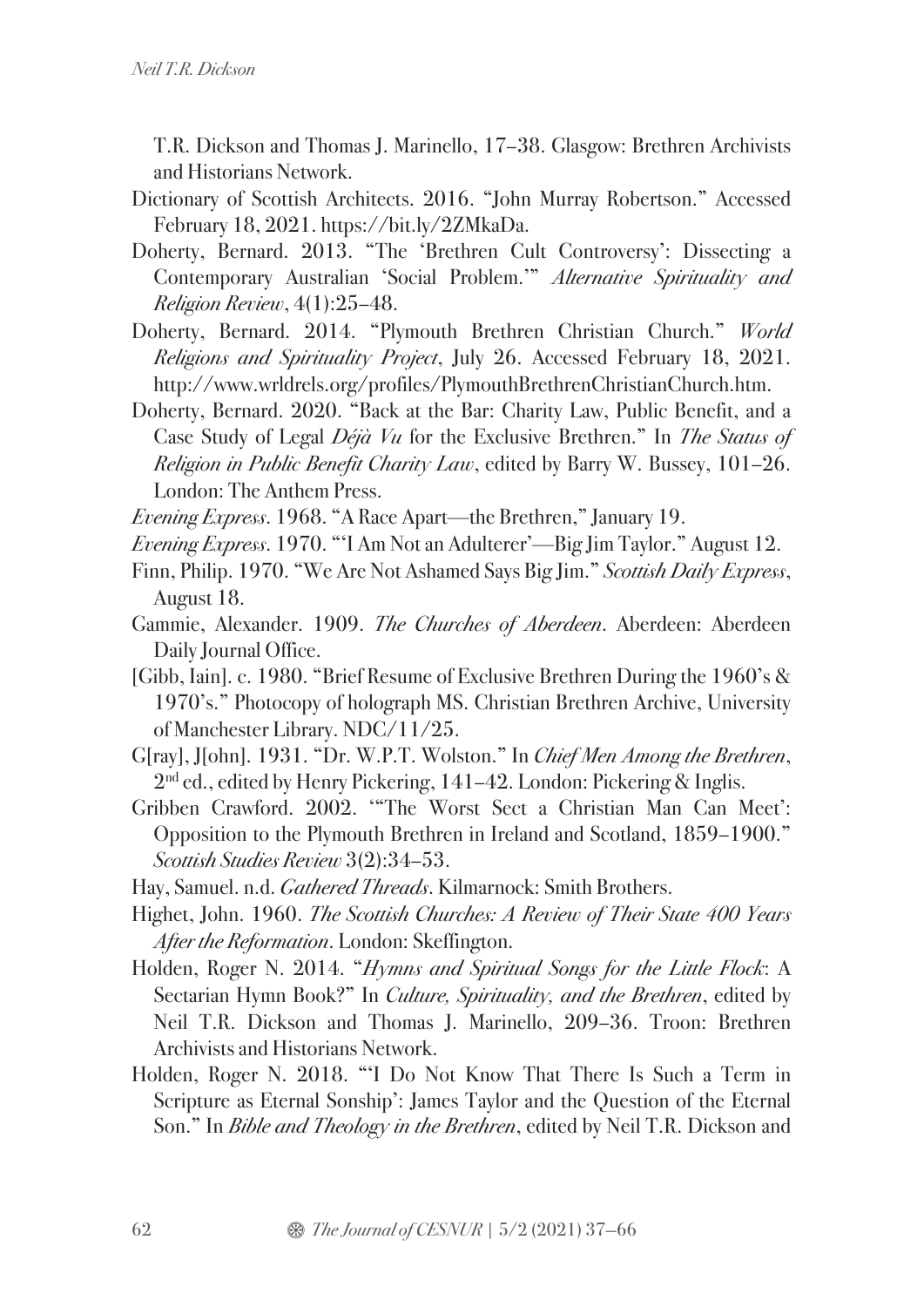T.R. Dickson and Thomas J. Marinello, 17–38. Glasgow: Brethren Archivists and Historians Network.

Dictionary of Scottish Architects. 2016. "John Murray Robertson." Accessed February 18, 2021. https://bit.ly/2ZMkaDa.

Doherty, Bernard. 2013. "The 'Brethren Cult Controversy': Dissecting a Contemporary Australian 'Social Problem.'" *Alternative Spirituality and Religion Review*, 4(1):25–48.

Doherty, Bernard. 2014. "Plymouth Brethren Christian Church." *World Religions and Spirituality Project*, July 26. Accessed February 18, 2021. http://www.wrldrels.org/profiles/PlymouthBrethrenChristianChurch.htm.

Doherty, Bernard. 2020. "Back at the Bar: Charity Law, Public Benefit, and a Case Study of Legal *Déjà Vu* for the Exclusive Brethren." In *The Status of Religion in Public Benefit Charity Law*, edited by Barry W. Bussey, 101–26. London: The Anthem Press.

*Evening Express*. 1968. "A Race Apart—the Brethren," January 19.

*Evening Express*. 1970. "'I Am Not an Adulterer'—Big Jim Taylor." August 12.

Finn, Philip. 1970. "We Are Not Ashamed Says Big Jim." *Scottish Daily Express*, August 18.

Gammie, Alexander. 1909. *The Churches of Aberdeen*. Aberdeen: Aberdeen Daily Journal Office.

[Gibb, Iain]. c. 1980. "Brief Resume of Exclusive Brethren During the 1960's & 1970's." Photocopy of holograph MS. Christian Brethren Archive, University of Manchester Library. NDC/11/25.

G[ray], J[ohn]. 1931. "Dr. W.P.T. Wolston." In *Chief Men Among the Brethren*, 2nd ed., edited by Henry Pickering, 141–42. London: Pickering & Inglis.

Gribben Crawford. 2002. '"The Worst Sect a Christian Man Can Meet': Opposition to the Plymouth Brethren in Ireland and Scotland, 1859–1900." *Scottish Studies Review* 3(2):34–53.

Hay, Samuel. n.d. *Gathered Threads*. Kilmarnock: Smith Brothers.

Highet, John. 1960. *The Scottish Churches: A Review of Their State 400 Years After the Reformation*. London: Skeffington.

Holden, Roger N. 2014. "*Hymns and Spiritual Songs for the Little Flock*: A Sectarian Hymn Book?" In *Culture, Spirituality, and the Brethren*, edited by Neil T.R. Dickson and Thomas J. Marinello, 209–36. Troon: Brethren Archivists and Historians Network.

Holden, Roger N. 2018. "'I Do Not Know That There Is Such a Term in Scripture as Eternal Sonship': James Taylor and the Question of the Eternal Son." In *Bible and Theology in the Brethren*, edited by Neil T.R. Dickson and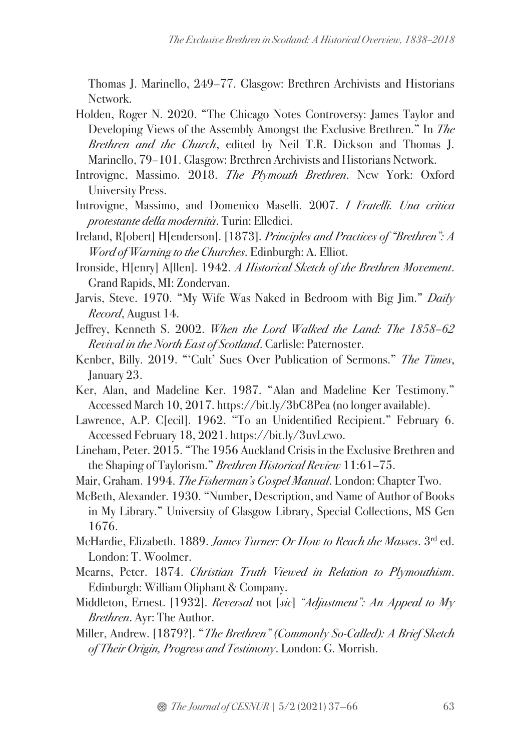Thomas J. Marinello, 249–77. Glasgow: Brethren Archivists and Historians Network.

Holden, Roger N. 2020. "The Chicago Notes Controversy: James Taylor and Developing Views of the Assembly Amongst the Exclusive Brethren." In *The Brethren and the Church*, edited by Neil T.R. Dickson and Thomas J. Marinello, 79–101. Glasgow: Brethren Archivists and Historians Network.

Introvigne, Massimo. 2018. *The Plymouth Brethren*. New York: Oxford University Press.

Introvigne, Massimo, and Domenico Maselli. 2007. *I Fratelli. Una critica protestante della modernità*. Turin: Elledici.

Ireland, R[obert] H[enderson]. [1873]. *Principles and Practices of "Brethren": A Word of Warning to the Churches*. Edinburgh: A. Elliot.

Ironside, H[enry] A[llen]. 1942. *A Historical Sketch of the Brethren Movement*. Grand Rapids, MI: Zondervan.

Jarvis, Steve. 1970. "My Wife Was Naked in Bedroom with Big Jim." *Daily Record*, August 14.

Jeffrey, Kenneth S. 2002. *When the Lord Walked the Land: The 1858–62 Revival in the North East of Scotland*. Carlisle: Paternoster.

Kenber, Billy. 2019. "'Cult' Sues Over Publication of Sermons." *The Times*, January 23.

Ker, Alan, and Madeline Ker. 1987. "Alan and Madeline Ker Testimony." Accessed March 10, 2017. https://bit.ly/3bC8Pea (no longer available).

Lawrence, A.P. C[ecil]. 1962. "To an Unidentified Recipient." February 6. Accessed February 18, 2021. https://bit.ly/3uvLcwo.

Lineham, Peter. 2015. "The 1956 Auckland Crisis in the Exclusive Brethren and the Shaping of Taylorism." *Brethren Historical Review* 11:61–75.

Mair, Graham. 1994. *The Fisherman's Gospel Manual*. London: Chapter Two.

McBeth, Alexander. 1930. "Number, Description, and Name of Author of Books in My Library." University of Glasgow Library, Special Collections, MS Gen 1676.

McHardie, Elizabeth. 1889. *James Turner: Or How to Reach the Masses*. 3rd ed. London: T. Woolmer.

Mearns, Peter. 1874. *Christian Truth Viewed in Relation to Plymouthism*. Edinburgh: William Oliphant & Company.

Middleton, Ernest. [1932]. *Reversal* not [*sic*] *"Adjustment": An Appeal to My Brethren*. Ayr: The Author.

Miller, Andrew. [1879?]. "*The Brethren" (Commonly So-Called): A Brief Sketch of Their Origin, Progress and Testimony*. London: G. Morrish.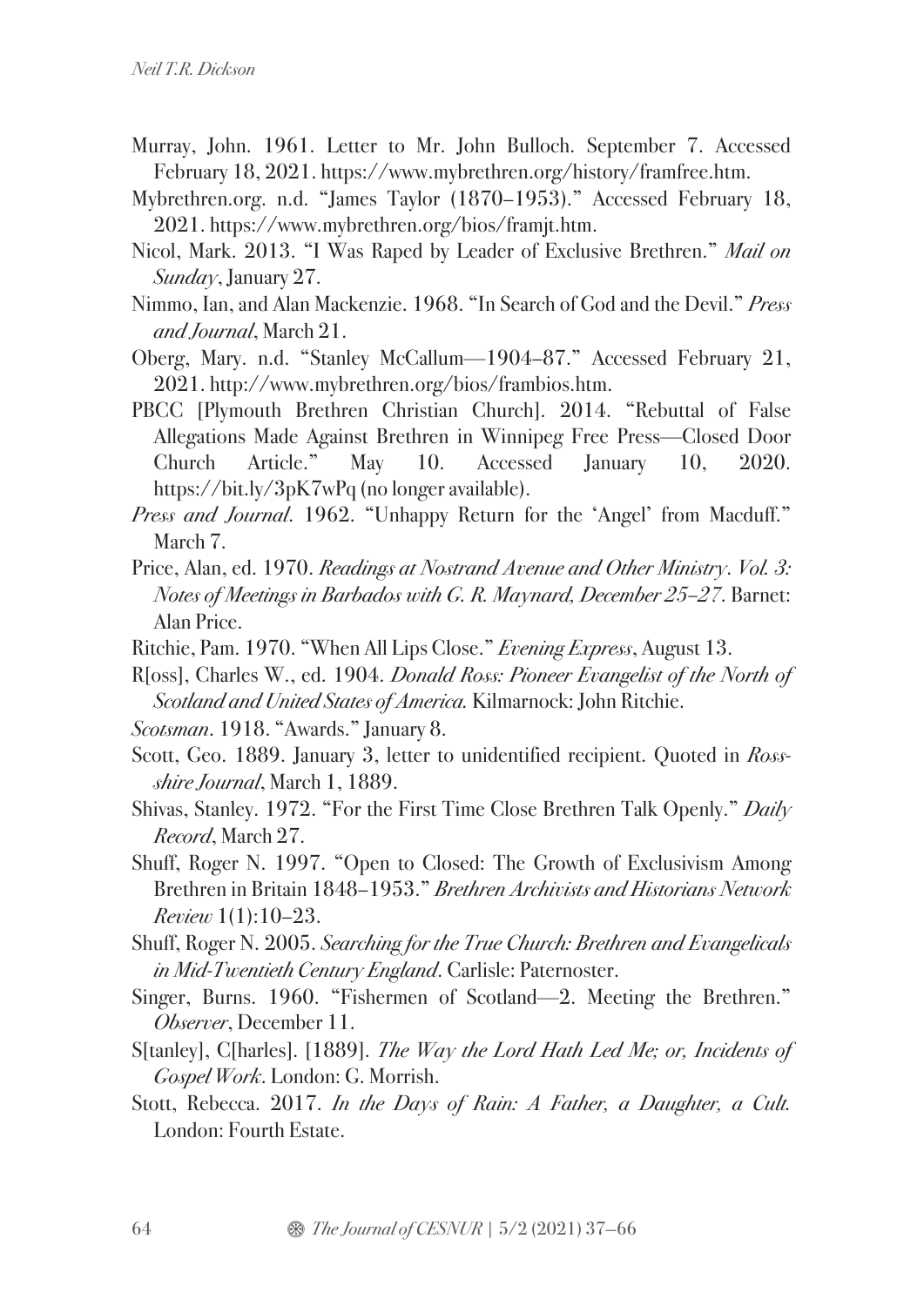Murray, John. 1961. Letter to Mr. John Bulloch. September 7. Accessed February 18, 2021. https://www.mybrethren.org/history/framfree.htm.

Mybrethren.org. n.d. "James Taylor (1870–1953)." Accessed February 18, 2021. https://www.mybrethren.org/bios/framjt.htm.

Nicol, Mark. 2013. "I Was Raped by Leader of Exclusive Brethren." *Mail on Sunday*, January 27.

Nimmo, Ian, and Alan Mackenzie. 1968. "In Search of God and the Devil." *Press and Journal*, March 21.

Oberg, Mary. n.d. "Stanley McCallum—1904–87." Accessed February 21, 2021. http://www.mybrethren.org/bios/frambios.htm.

PBCC [Plymouth Brethren Christian Church]. 2014. "Rebuttal of False Allegations Made Against Brethren in Winnipeg Free Press—Closed Door Church Article." May 10. Accessed January 10, 2020. https://bit.ly/3pK7wPq (no longer available).

*Press and Journal*. 1962. "Unhappy Return for the 'Angel' from Macduff." March 7.

Price, Alan, ed. 1970. *Readings at Nostrand Avenue and Other Ministry. Vol. 3: Notes of Meetings in Barbados with G. R. Maynard, December 25–27*. Barnet: Alan Price.

Ritchie, Pam. 1970. "When All Lips Close." *Evening Express*, August 13.

R[oss], Charles W., ed. 1904. *Donald Ross: Pioneer Evangelist of the North of Scotland and United States of America.* Kilmarnock: John Ritchie.

*Scotsman*. 1918. "Awards." January 8.

Scott, Geo. 1889. January 3, letter to unidentified recipient. Quoted in *Ross-shire Journal*, March 1, 1889.

Shivas, Stanley. 1972. "For the First Time Close Brethren Talk Openly." *Daily Record*, March 27.

Shuff, Roger N. 1997. "Open to Closed: The Growth of Exclusivism Among Brethren in Britain 1848–1953." *Brethren Archivists and Historians Network Review* 1(1):10–23.

Shuff, Roger N. 2005. *Searching for the True Church: Brethren and Evangelicals in Mid-Twentieth Century England*. Carlisle: Paternoster.

Singer, Burns. 1960. "Fishermen of Scotland—2. Meeting the Brethren." *Observer*, December 11.

S[tanley], C[harles]. [1889]. *The Way the Lord Hath Led Me; or, Incidents of Gospel Work*. London: G. Morrish.

Stott, Rebecca. 2017. *In the Days of Rain: A Father, a Daughter, a Cult.* London: Fourth Estate.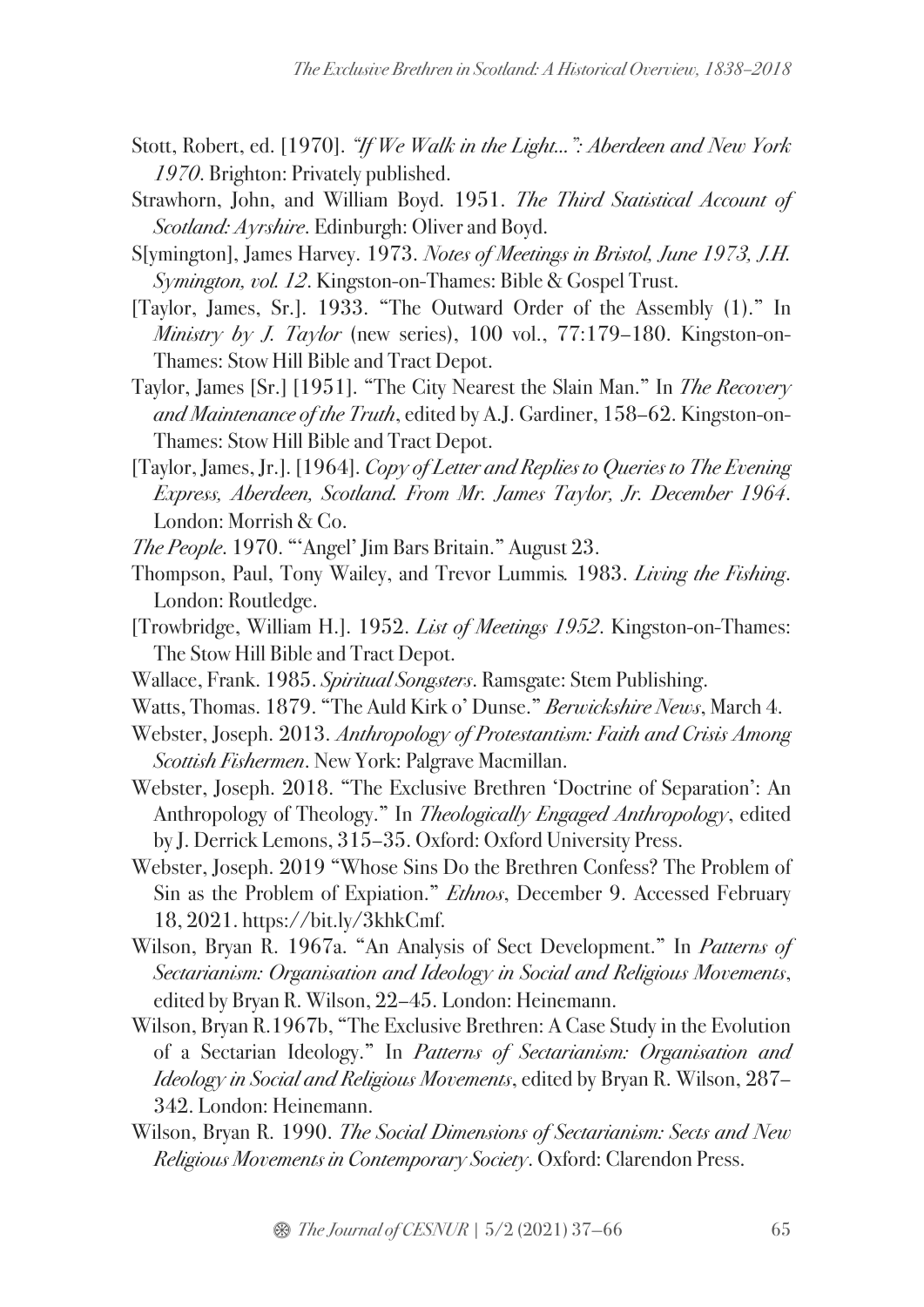Stott, Robert, ed. [1970]. *"If We Walk in the Light...": Aberdeen and New York 1970*. Brighton: Privately published.

Strawhorn, John, and William Boyd. 1951. *The Third Statistical Account of Scotland: Ayrshire*. Edinburgh: Oliver and Boyd.

S[ymington], James Harvey. 1973. *Notes of Meetings in Bristol, June 1973, J.H. Symington, vol. 12*. Kingston-on-Thames: Bible & Gospel Trust.

[Taylor, James, Sr.]. 1933. "The Outward Order of the Assembly (1)." In *Ministry by J. Taylor* (new series), 100 vol., 77:179–180. Kingston-on-Thames: Stow Hill Bible and Tract Depot.

Taylor, James [Sr.] [1951]. "The City Nearest the Slain Man." In *The Recovery and Maintenance of the Truth*, edited by A.J. Gardiner, 158–62. Kingston-on-Thames: Stow Hill Bible and Tract Depot.

[Taylor, James, Jr.]. [1964]. *Copy of Letter and Replies to Queries to The Evening Express, Aberdeen, Scotland. From Mr. James Taylor, Jr. December 1964*. London: Morrish & Co.

*The People*. 1970. "'Angel' Jim Bars Britain." August 23.

Thompson, Paul, Tony Wailey, and Trevor Lummis. 1983. *Living the Fishing*. London: Routledge.

[Trowbridge, William H.]. 1952. *List of Meetings 1952*. Kingston-on-Thames: The Stow Hill Bible and Tract Depot.

Wallace, Frank. 1985. *Spiritual Songsters*. Ramsgate: Stem Publishing.

Watts, Thomas. 1879. "The Auld Kirk o' Dunse." *Berwickshire News*, March 4.

Webster, Joseph. 2013. *Anthropology of Protestantism: Faith and Crisis Among Scottish Fishermen*. New York: Palgrave Macmillan.

Webster, Joseph. 2018. "The Exclusive Brethren 'Doctrine of Separation': An Anthropology of Theology." In *Theologically Engaged Anthropology*, edited by J. Derrick Lemons, 315–35. Oxford: Oxford University Press.

Webster, Joseph. 2019 "Whose Sins Do the Brethren Confess? The Problem of Sin as the Problem of Expiation." *Ethnos*, December 9. Accessed February 18, 2021. https://bit.ly/3khkCmf.

Wilson, Bryan R. 1967a. "An Analysis of Sect Development." In *Patterns of Sectarianism: Organisation and Ideology in Social and Religious Movements*, edited by Bryan R. Wilson, 22–45. London: Heinemann.

Wilson, Bryan R.1967b, "The Exclusive Brethren: A Case Study in the Evolution of a Sectarian Ideology." In *Patterns of Sectarianism: Organisation and Ideology in Social and Religious Movements*, edited by Bryan R. Wilson, 287–342. London: Heinemann.

Wilson, Bryan R. 1990. *The Social Dimensions of Sectarianism: Sects and New Religious Movements in Contemporary Society*. Oxford: Clarendon Press.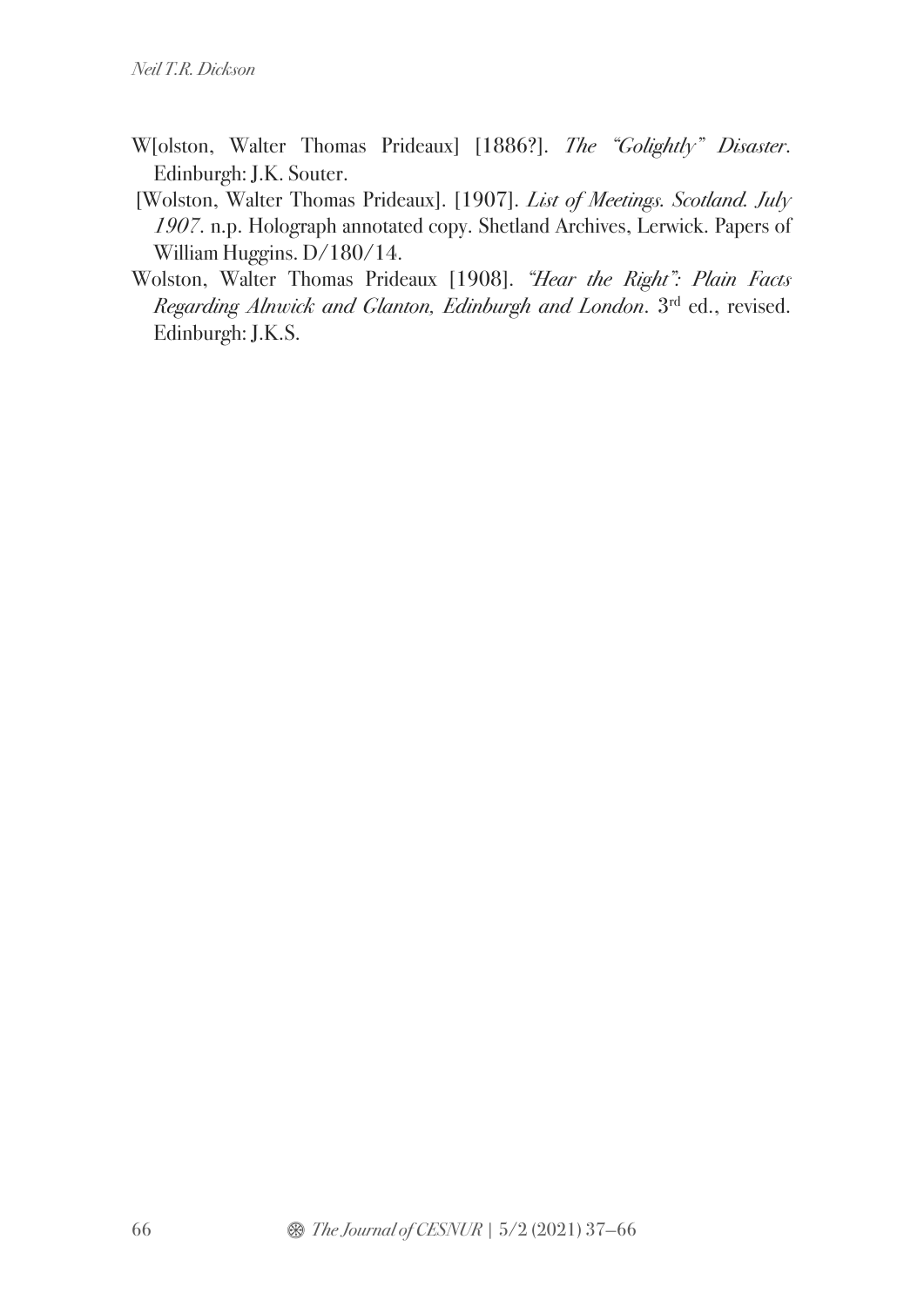W[olston, Walter Thomas Prideaux] [1886?]. *The "Golightly" Disaster*. Edinburgh: J.K. Souter.

[Wolston, Walter Thomas Prideaux]. [1907]. *List of Meetings. Scotland. July 1907*. n.p. Holograph annotated copy. Shetland Archives, Lerwick. Papers of William Huggins. D/180/14.

Wolston, Walter Thomas Prideaux [1908]. *"Hear the Right": Plain Facts Regarding Alnwick and Glanton, Edinburgh and London*. 3rd ed., revised. Edinburgh: J.K.S.